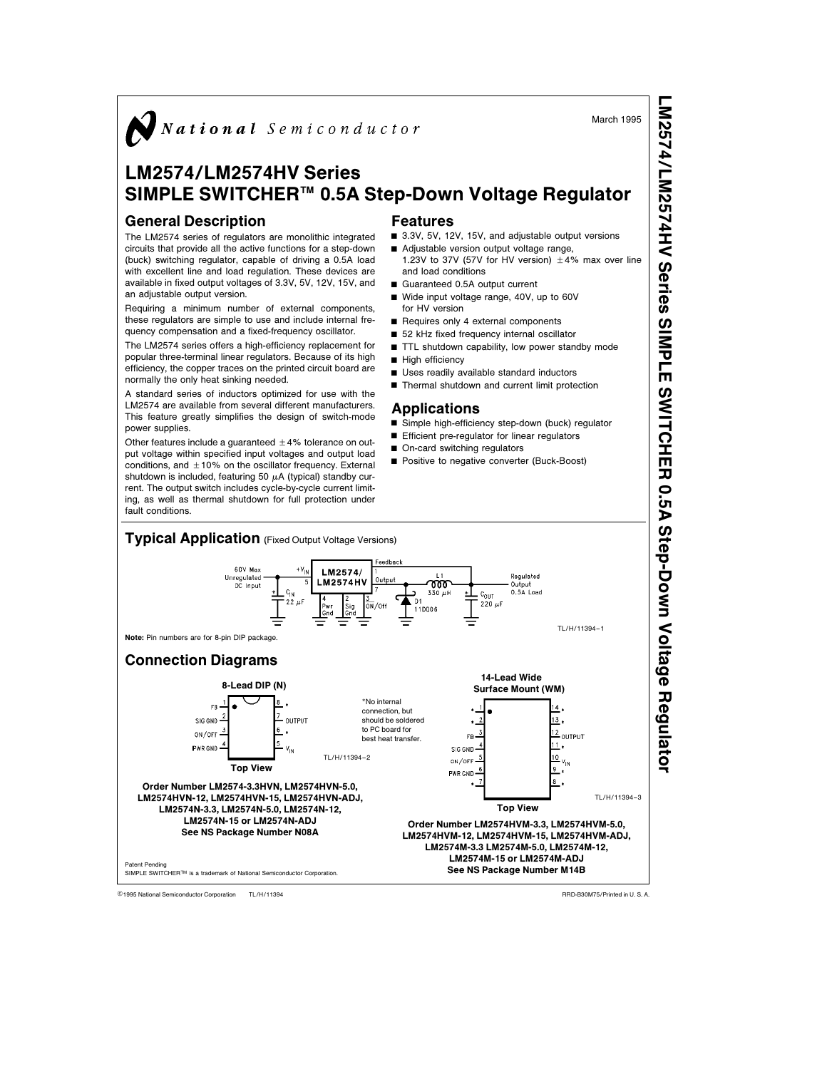National Semiconductor

March 1995

# LM2574/LM2574HV Series SIMPLE SWITCHER™ 0.5A Step-Down Voltage Regulator

## General Description

The LM2574 series of regulators are monolithic integrated circuits that provide all the active functions for a step-down (buck) switching regulator, capable of driving a 0.5A load with excellent line and load regulation. These devices are available in fixed output voltages of 3.3V, 5V, 12V, 15V, and an adjustable output version.

Requiring a minimum number of external components, these regulators are simple to use and include internal frequency compensation and a fixed-frequency oscillator.

The LM2574 series offers a high-efficiency replacement for popular three-terminal linear regulators. Because of its high efficiency, the copper traces on the printed circuit board are normally the only heat sinking needed.

A standard series of inductors optimized for use with the LM2574 are available from several different manufacturers. This feature greatly simplifies the design of switch-mode power supplies.

Other features include a guaranteed ±4% tolerance on output voltage within specified input voltages and output load conditions, and ±10% on the oscillator frequency. External shutdown is included, featuring 50 μA (typical) standby current. The output switch includes cycle-by-cycle current limiting, as well as thermal shutdown for full protection under fault conditions.

## Features

- 3.3V, 5V, 12V, 15V, and adjustable output versions
- Adjustable version output voltage range, 1.23V to 37V (57V for HV version) ±4% max over line and load conditions
- Guaranteed 0.5A output current
- Wide input voltage range, 40V, up to 60V for HV version
- Requires only 4 external components
- 52 kHz fixed frequency internal oscillator
- TTL shutdown capability, low power standby mode
- High efficiency
- Uses readily available standard inductors
- Thermal shutdown and current limit protection

## Applications

- Simple high-efficiency step-down (buck) regulator
- Efficient pre-regulator for linear regulators
- On-card switching regulators
- Positive to negative converter (Buck-Boost)

## Typical Application (Fixed Output Voltage Versions)

60V Max Unregulated DC Input — $+V_{IN}$ (5) — LM2574/LM2574HV — Output (7) — L1 330 μH — Regulated Output 0.5A Load; Feedback (1); $C_{IN}$ 22 μF; 4 Pwr Gnd; 2 Sig Gnd; 3 $\overline{ON}$/Off; D1 11DQ06; $C_{OUT}$ 220 μF

TL/H/11394–1

**Note:** Pin numbers are for 8-pin DIP package.

## Connection Diagrams

**8-Lead DIP (N)**

| Pin | Function | Pin | Function |
|---|---|---|---|
| 1 | FB | 8 | * |
| 2 | SIG GND | 7 | OUTPUT |
| 3 | ON/OFF | 6 | * |
| 4 | PWR GND | 5 | $V_{IN}$ |

**Top View**

*No internal connection, but should be soldered to PC board for best heat transfer.

TL/H/11394–2

**Order Number LM2574-3.3HVN, LM2574HVN-5.0, LM2574HVN-12, LM2574HVN-15, LM2574HVN-ADJ, LM2574N-3.3, LM2574N-5.0, LM2574N-12, LM2574N-15 or LM2574N-ADJ**
**See NS Package Number N08A**

**14-Lead Wide Surface Mount (WM)**

| Pin | Function | Pin | Function |
|---|---|---|---|
| 1 | * | 14 | * |
| 2 | * | 13 | * |
| 3 | FB | 12 | OUTPUT |
| 4 | SIG GND | 11 | * |
| 5 | ON/OFF | 10 | $V_{IN}$ |
| 6 | PWR GND | 9 | * |
| 7 | * | 8 | * |

**Top View**

TL/H/11394–3

**Order Number LM2574HVM-3.3, LM2574HVM-5.0, LM2574HVM-12, LM2574HVM-15, LM2574HVM-ADJ, LM2574M-3.3 LM2574M-5.0, LM2574M-12, LM2574M-15 or LM2574M-ADJ**
**See NS Package Number M14B**

Patent Pending
SIMPLE SWITCHER™ is a trademark of National Semiconductor Corporation.

©1995 National Semiconductor Corporation TL/H/11394 RRD-B30M75/Printed in U. S. A.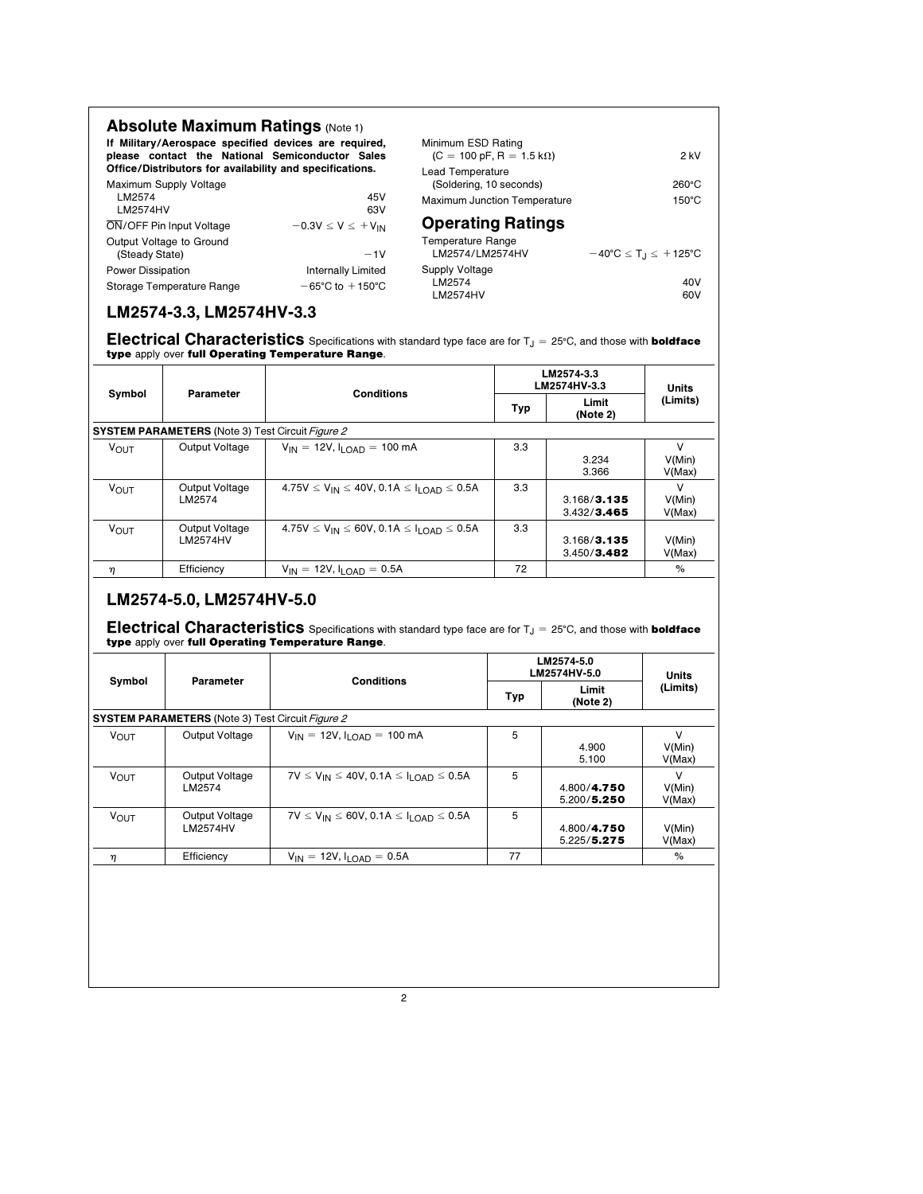## Absolute Maximum Ratings (Note 1)

**If Military/Aerospace specified devices are required, please contact the National Semiconductor Sales Office/Distributors for availability and specifications.**

| | |
|---|---|
| Maximum Supply Voltage | |
| LM2574 | 45V |
| LM2574HV | 63V |
| $\overline{\text{ON}}$/OFF Pin Input Voltage | $-0.3V \leq V \leq +V_{IN}$ |
| Output Voltage to Ground (Steady State) | −1V |
| Power Dissipation | Internally Limited |
| Storage Temperature Range | −65°C to +150°C |
| Minimum ESD Rating (C = 100 pF, R = 1.5 kΩ) | 2 kV |
| Lead Temperature (Soldering, 10 seconds) | 260°C |
| Maximum Junction Temperature | 150°C |

## Operating Ratings

| | |
|---|---|
| Temperature Range | |
| LM2574/LM2574HV | $-40°C \leq T_J \leq +125°C$ |
| Supply Voltage | |
| LM2574 | 40V |
| LM2574HV | 60V |

## LM2574-3.3, LM2574HV-3.3

**Electrical Characteristics** Specifications with standard type face are for $T_J = 25°C$, and those with **boldface type** apply over **full Operating Temperature Range**.

| Symbol | Parameter | Conditions | LM2574-3.3 LM2574HV-3.3 Typ | LM2574-3.3 LM2574HV-3.3 Limit (Note 2) | Units (Limits) |
|---|---|---|---|---|---|
| **SYSTEM PARAMETERS** (Note 3) Test Circuit *Figure 2* | | | | | |
| $V_{OUT}$ | Output Voltage | $V_{IN} = 12V$, $I_{LOAD} = 100$ mA | 3.3 | 3.234<br>3.366 | V<br>V(Min)<br>V(Max) |
| $V_{OUT}$ | Output Voltage LM2574 | $4.75V \leq V_{IN} \leq 40V$, $0.1A \leq I_{LOAD} \leq 0.5A$ | 3.3 | 3.168/**3.135**<br>3.432/**3.465** | V<br>V(Min)<br>V(Max) |
| $V_{OUT}$ | Output Voltage LM2574HV | $4.75V \leq V_{IN} \leq 60V$, $0.1A \leq I_{LOAD} \leq 0.5A$ | 3.3 | 3.168/**3.135**<br>3.450/**3.482** | V(Min)<br>V(Max) |
| $\eta$ | Efficiency | $V_{IN} = 12V$, $I_{LOAD} = 0.5A$ | 72 | | % |

## LM2574-5.0, LM2574HV-5.0

**Electrical Characteristics** Specifications with standard type face are for $T_J = 25°C$, and those with **boldface type** apply over **full Operating Temperature Range**.

| Symbol | Parameter | Conditions | LM2574-5.0 LM2574HV-5.0 Typ | LM2574-5.0 LM2574HV-5.0 Limit (Note 2) | Units (Limits) |
|---|---|---|---|---|---|
| **SYSTEM PARAMETERS** (Note 3) Test Circuit *Figure 2* | | | | | |
| $V_{OUT}$ | Output Voltage | $V_{IN} = 12V$, $I_{LOAD} = 100$ mA | 5 | 4.900<br>5.100 | V<br>V(Min)<br>V(Max) |
| $V_{OUT}$ | Output Voltage LM2574 | $7V \leq V_{IN} \leq 40V$, $0.1A \leq I_{LOAD} \leq 0.5A$ | 5 | 4.800/**4.750**<br>5.200/**5.250** | V<br>V(Min)<br>V(Max) |
| $V_{OUT}$ | Output Voltage LM2574HV | $7V \leq V_{IN} \leq 60V$, $0.1A \leq I_{LOAD} \leq 0.5A$ | 5 | 4.800/**4.750**<br>5.225/**5.275** | V(Min)<br>V(Max) |
| $\eta$ | Efficiency | $V_{IN} = 12V$, $I_{LOAD} = 0.5A$ | 77 | | % |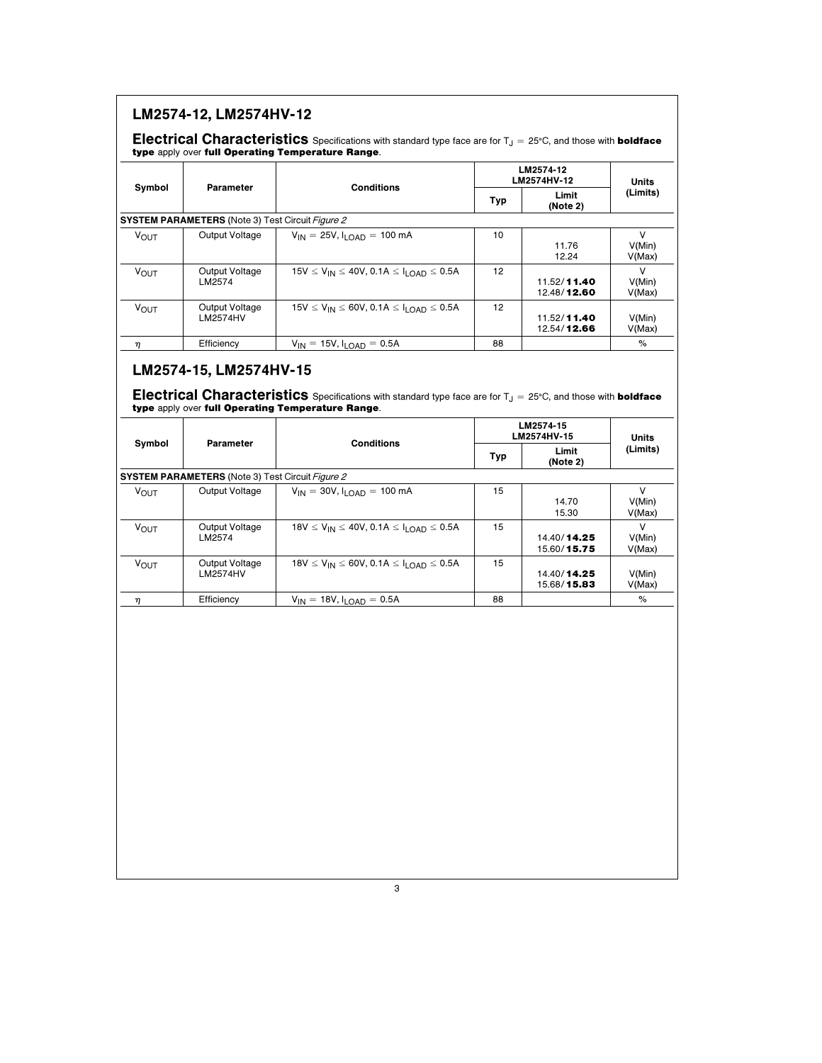## LM2574-12, LM2574HV-12

**Electrical Characteristics** Specifications with standard type face are for $T_J = 25°C$, and those with **boldface type** apply over **full Operating Temperature Range**.

| Symbol | Parameter | Conditions | LM2574-12 LM2574HV-12 | | Units (Limits) |
|---|---|---|---|---|---|
| | | | Typ | Limit (Note 2) | |
| **SYSTEM PARAMETERS** (Note 3) Test Circuit *Figure 2* | | | | | |
| $V_{OUT}$ | Output Voltage | $V_{IN} = 25V$, $I_{LOAD} = 100$ mA | 10 | 11.76 12.24 | V V(Min) V(Max) |
| $V_{OUT}$ | Output Voltage LM2574 | $15V \le V_{IN} \le 40V$, $0.1A \le I_{LOAD} \le 0.5A$ | 12 | 11.52/**11.40** 12.48/**12.60** | V V(Min) V(Max) |
| $V_{OUT}$ | Output Voltage LM2574HV | $15V \le V_{IN} \le 60V$, $0.1A \le I_{LOAD} \le 0.5A$ | 12 | 11.52/**11.40** 12.54/**12.66** | V(Min) V(Max) |
| $\eta$ | Efficiency | $V_{IN} = 15V$, $I_{LOAD} = 0.5A$ | 88 | | % |

## LM2574-15, LM2574HV-15

**Electrical Characteristics** Specifications with standard type face are for $T_J = 25°C$, and those with **boldface type** apply over **full Operating Temperature Range**.

| Symbol | Parameter | Conditions | LM2574-15 LM2574HV-15 | | Units (Limits) |
|---|---|---|---|---|---|
| | | | Typ | Limit (Note 2) | |
| **SYSTEM PARAMETERS** (Note 3) Test Circuit *Figure 2* | | | | | |
| $V_{OUT}$ | Output Voltage | $V_{IN} = 30V$, $I_{LOAD} = 100$ mA | 15 | 14.70 15.30 | V V(Min) V(Max) |
| $V_{OUT}$ | Output Voltage LM2574 | $18V \le V_{IN} \le 40V$, $0.1A \le I_{LOAD} \le 0.5A$ | 15 | 14.40/**14.25** 15.60/**15.75** | V V(Min) V(Max) |
| $V_{OUT}$ | Output Voltage LM2574HV | $18V \le V_{IN} \le 60V$, $0.1A \le I_{LOAD} \le 0.5A$ | 15 | 14.40/**14.25** 15.68/**15.83** | V(Min) V(Max) |
| $\eta$ | Efficiency | $V_{IN} = 18V$, $I_{LOAD} = 0.5A$ | 88 | | % |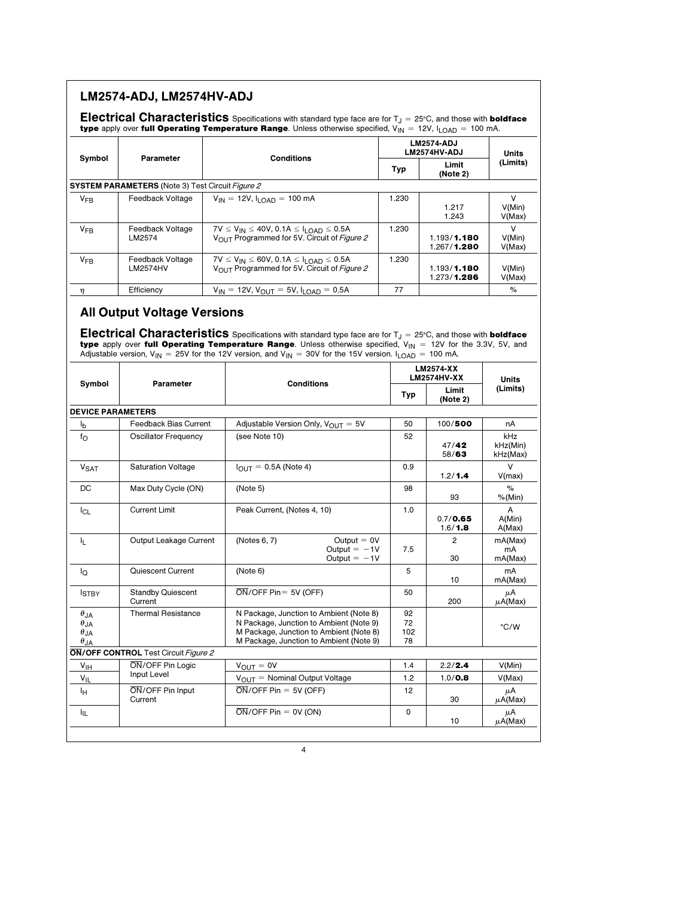## LM2574-ADJ, LM2574HV-ADJ

**Electrical Characteristics** Specifications with standard type face are for $T_J$ = 25°C, and those with **boldface type** apply over **full Operating Temperature Range**. Unless otherwise specified, $V_{IN}$ = 12V, $I_{LOAD}$ = 100 mA.

| Symbol | Parameter | Conditions | LM2574-ADJ LM2574HV-ADJ | | Units (Limits) |
|---|---|---|---|---|---|
| | | | Typ | Limit (Note 2) | |
| **SYSTEM PARAMETERS** (Note 3) Test Circuit *Figure 2* | | | | | |
| $V_{FB}$ | Feedback Voltage | $V_{IN}$ = 12V, $I_{LOAD}$ = 100 mA | 1.230 | 1.217<br>1.243 | V<br>V(Min)<br>V(Max) |
| $V_{FB}$ | Feedback Voltage LM2574 | 7V ≤ $V_{IN}$ ≤ 40V, 0.1A ≤ $I_{LOAD}$ ≤ 0.5A<br>$V_{OUT}$ Programmed for 5V. Circuit of *Figure 2* | 1.230 | 1.193/**1.180**<br>1.267/**1.280** | V<br>V(Min)<br>V(Max) |
| $V_{FB}$ | Feedback Voltage LM2574HV | 7V ≤ $V_{IN}$ ≤ 60V, 0.1A ≤ $I_{LOAD}$ ≤ 0.5A<br>$V_{OUT}$ Programmed for 5V. Circuit of *Figure 2* | 1.230 | 1.193/**1.180**<br>1.273/**1.286** | V(Min)<br>V(Max) |
| $\eta$ | Efficiency | $V_{IN}$ = 12V, $V_{OUT}$ = 5V, $I_{LOAD}$ = 0.5A | 77 | | % |

## All Output Voltage Versions

**Electrical Characteristics** Specifications with standard type face are for $T_J$ = 25°C, and those with **boldface type** apply over **full Operating Temperature Range**. Unless otherwise specified, $V_{IN}$ = 12V for the 3.3V, 5V, and Adjustable version, $V_{IN}$ = 25V for the 12V version, and $V_{IN}$ = 30V for the 15V version. $I_{LOAD}$ = 100 mA.

| Symbol | Parameter | Conditions | LM2574-XX LM2574HV-XX | | Units (Limits) |
|---|---|---|---|---|---|
| | | | Typ | Limit (Note 2) | |
| **DEVICE PARAMETERS** | | | | | |
| $I_b$ | Feedback Bias Current | Adjustable Version Only, $V_{OUT}$ = 5V | 50 | 100/**500** | nA |
| $f_O$ | Oscillator Frequency | (see Note 10) | 52 | 47/**42**<br>58/**63** | kHz<br>kHz(Min)<br>kHz(Max) |
| $V_{SAT}$ | Saturation Voltage | $I_{OUT}$ = 0.5A (Note 4) | 0.9 | 1.2/**1.4** | V<br>V(max) |
| DC | Max Duty Cycle (ON) | (Note 5) | 98 | 93 | %<br>%(Min) |
| $I_{CL}$ | Current Limit | Peak Current, (Notes 4, 10) | 1.0 | 0.7/**0.65**<br>1.6/**1.8** | A<br>A(Min)<br>A(Max) |
| $I_L$ | Output Leakage Current | (Notes 6, 7) Output = 0V<br>Output = −1V<br>Output = −1V | 7.5 | 2<br>30 | mA(Max)<br>mA<br>mA(Max) |
| $I_Q$ | Quiescent Current | (Note 6) | 5 | 10 | mA<br>mA(Max) |
| $I_{STBY}$ | Standby Quiescent Current | $\overline{ON}$/OFF Pin= 5V (OFF) | 50 | 200 | μA<br>μA(Max) |
| $\theta_{JA}$<br>$\theta_{JA}$<br>$\theta_{JA}$<br>$\theta_{JA}$ | Thermal Resistance | N Package, Junction to Ambient (Note 8)<br>N Package, Junction to Ambient (Note 9)<br>M Package, Junction to Ambient (Note 8)<br>M Package, Junction to Ambient (Note 9) | 92<br>72<br>102<br>78 | | °C/W |
| **$\overline{ON}$/OFF CONTROL** Test Circuit *Figure 2* | | | | | |
| $V_{IH}$ | $\overline{ON}$/OFF Pin Logic Input Level | $V_{OUT}$ = 0V | 1.4 | 2.2/**2.4** | V(Min) |
| $V_{IL}$ | | $V_{OUT}$ = Nominal Output Voltage | 1.2 | 1.0/**0.8** | V(Max) |
| $I_H$ | $\overline{ON}$/OFF Pin Input Current | $\overline{ON}$/OFF Pin = 5V (OFF) | 12 | 30 | μA<br>μA(Max) |
| $I_{IL}$ | | $\overline{ON}$/OFF Pin = 0V (ON) | 0 | 10 | μA<br>μA(Max) |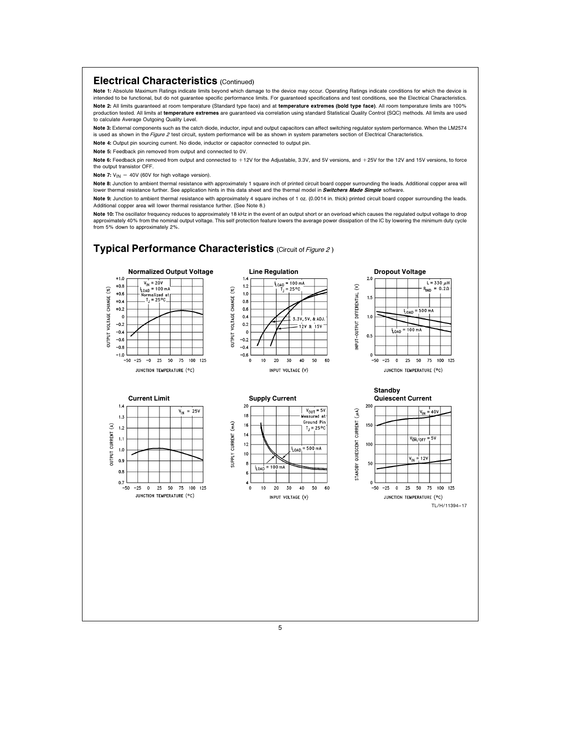## Electrical Characteristics (Continued)

**Note 1:** Absolute Maximum Ratings indicate limits beyond which damage to the device may occur. Operating Ratings indicate conditions for which the device is intended to be functional, but do not guarantee specific performance limits. For guaranteed specifications and test conditions, see the Electrical Characteristics.

**Note 2:** All limits guaranteed at room temperature (Standard type face) and at **temperature extremes (bold type face)**. All room temperature limits are 100% production tested. All limits at **temperature extremes** are guaranteed via correlation using standard Statistical Quality Control (SQC) methods. All limits are used to calculate Average Outgoing Quality Level.

**Note 3:** External components such as the catch diode, inductor, input and output capacitors can affect switching regulator system performance. When the LM2574 is used as shown in the *Figure 2* test circuit, system performance will be as shown in system parameters section of Electrical Characteristics.

**Note 4:** Output pin sourcing current. No diode, inductor or capacitor connected to output pin.

**Note 5:** Feedback pin removed from output and connected to 0V.

**Note 6:** Feedback pin removed from output and connected to +12V for the Adjustable, 3.3V, and 5V versions, and +25V for the 12V and 15V versions, to force the output transistor OFF.

**Note 7:** $V_{IN}$ = 40V (60V for high voltage version).

**Note 8:** Junction to ambient thermal resistance with approximately 1 square inch of printed circuit board copper surrounding the leads. Additional copper area will lower thermal resistance further. See application hints in this data sheet and the thermal model in ***Switchers Made Simple*** software.

**Note 9:** Junction to ambient thermal resistance with approximately 4 square inches of 1 oz. (0.0014 in. thick) printed circuit board copper surrounding the leads. Additional copper area will lower thermal resistance further. (See Note 8.)

**Note 10:** The oscillator frequency reduces to approximately 18 kHz in the event of an output short or an overload which causes the regulated output voltage to drop approximately 40% from the nominal output voltage. This self protection feature lowers the average power dissipation of the IC by lowering the minimum duty cycle from 5% down to approximately 2%.

## Typical Performance Characteristics (Circuit of *Figure 2*)

**Normalized Output Voltage**

**Line Regulation**

**Dropout Voltage**

**Current Limit**

**Supply Current**

**Standby Quiescent Current**

TL/H/11394–17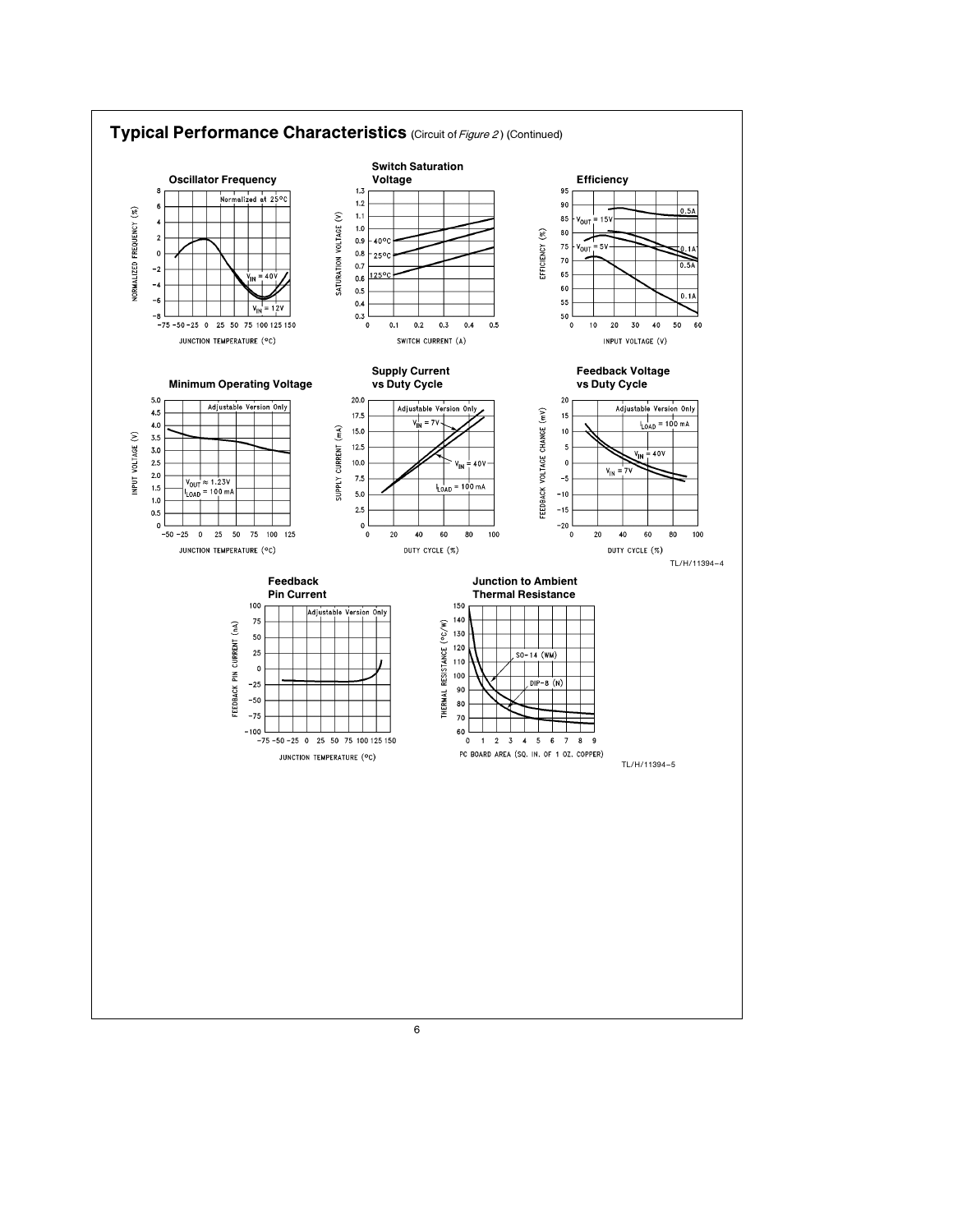## Typical Performance Characteristics (Circuit of *Figure 2*) (Continued)

**Oscillator Frequency**

**Switch Saturation Voltage**

**Efficiency**

**Minimum Operating Voltage**

**Supply Current vs Duty Cycle**

**Feedback Voltage vs Duty Cycle**

TL/H/11394–4

**Feedback Pin Current**

**Junction to Ambient Thermal Resistance**

TL/H/11394–5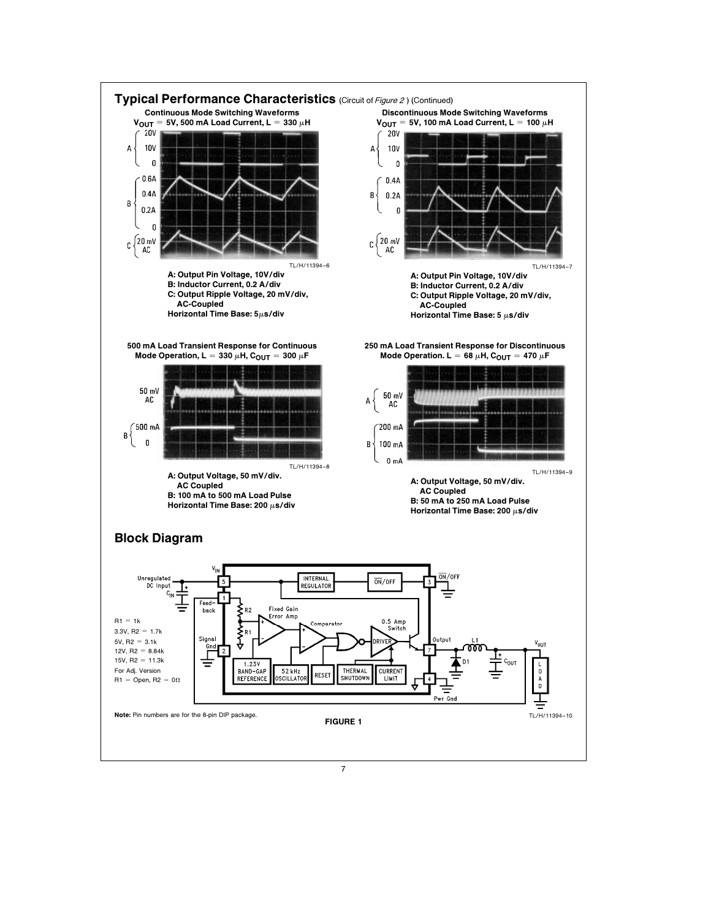## Typical Performance Characteristics (Circuit of *Figure 2*) (Continued)

**Continuous Mode Switching Waveforms $V_{OUT}$ = 5V, 500 mA Load Current, L = 330 μH**

TL/H/11394–6

**A: Output Pin Voltage, 10V/div**
**B: Inductor Current, 0.2 A/div**
**C: Output Ripple Voltage, 20 mV/div, AC-Coupled**
**Horizontal Time Base: 5μs/div**

**Discontinuous Mode Switching Waveforms $V_{OUT}$ = 5V, 100 mA Load Current, L = 100 μH**

TL/H/11394–7

**A: Output Pin Voltage, 10V/div**
**B: Inductor Current, 0.2 A/div**
**C: Output Ripple Voltage, 20 mV/div, AC-Coupled**
**Horizontal Time Base: 5 μs/div**

**500 mA Load Transient Response for Continuous Mode Operation, L = 330 μH, $C_{OUT}$ = 300 μF**

TL/H/11394–8

**A: Output Voltage, 50 mV/div. AC Coupled**
**B: 100 mA to 500 mA Load Pulse**
**Horizontal Time Base: 200 μs/div**

**250 mA Load Transient Response for Discontinuous Mode Operation. L = 68 μH, $C_{OUT}$ = 470 μF**

TL/H/11394–9

**A: Output Voltage, 50 mV/div. AC Coupled**
**B: 50 mA to 250 mA Load Pulse**
**Horizontal Time Base: 200 μs/div**

## Block Diagram

R1 = 1k
3.3V, R2 = 1.7k
5V, R2 = 3.1k
12V, R2 = 8.84k
15V, R2 = 11.3k
For Adj. Version
R1 = Open, R2 = 0Ω

**Note:** Pin numbers are for the 8-pin DIP package.

TL/H/11394–10

**FIGURE 1**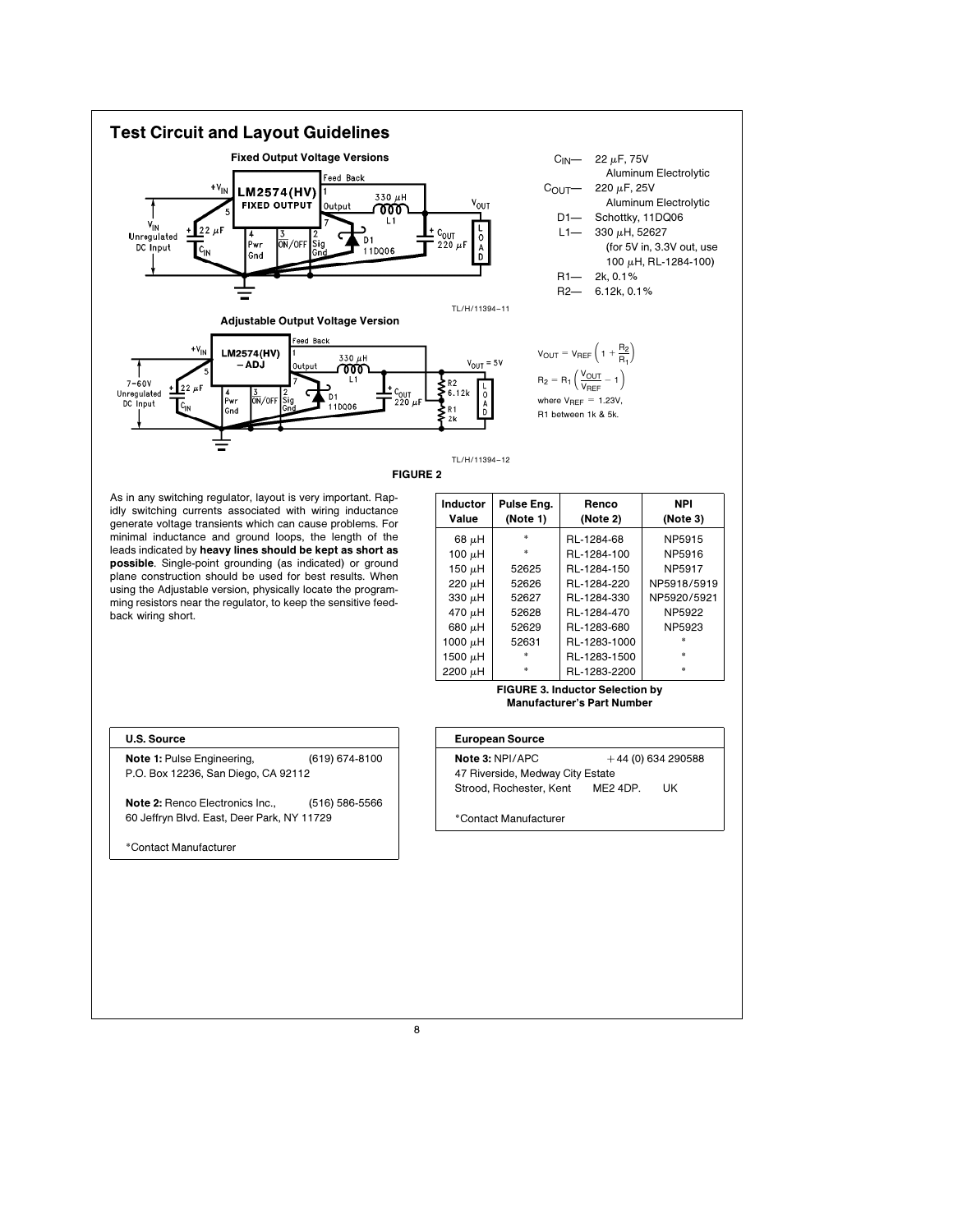## Test Circuit and Layout Guidelines

**Fixed Output Voltage Versions**

TL/H/11394–11

$C_{IN}$— 22 µF, 75V Aluminum Electrolytic

$C_{OUT}$— 220 µF, 25V Aluminum Electrolytic

D1— Schottky, 11DQ06

L1— 330 µH, 52627 (for 5V in, 3.3V out, use 100 µH, RL-1284-100)

R1— 2k, 0.1%

R2— 6.12k, 0.1%

**Adjustable Output Voltage Version**

TL/H/11394–12

$$V_{OUT} = V_{REF}\left(1 + \frac{R_2}{R_1}\right)$$

$$R_2 = R_1\left(\frac{V_{OUT}}{V_{REF}} - 1\right)$$

where $V_{REF}$ = 1.23V, R1 between 1k & 5k.

**FIGURE 2**

As in any switching regulator, layout is very important. Rapidly switching currents associated with wiring inductance generate voltage transients which can cause problems. For minimal inductance and ground loops, the length of the leads indicated by **heavy lines should be kept as short as possible**. Single-point grounding (as indicated) or ground plane construction should be used for best results. When using the Adjustable version, physically locate the programming resistors near the regulator, to keep the sensitive feedback wiring short.

| Inductor Value | Pulse Eng. (Note 1) | Renco (Note 2) | NPI (Note 3) |
|---|---|---|---|
| 68 µH | * | RL-1284-68 | NP5915 |
| 100 µH | * | RL-1284-100 | NP5916 |
| 150 µH | 52625 | RL-1284-150 | NP5917 |
| 220 µH | 52626 | RL-1284-220 | NP5918/5919 |
| 330 µH | 52627 | RL-1284-330 | NP5920/5921 |
| 470 µH | 52628 | RL-1284-470 | NP5922 |
| 680 µH | 52629 | RL-1283-680 | NP5923 |
| 1000 µH | 52631 | RL-1283-1000 | * |
| 1500 µH | * | RL-1283-1500 | * |
| 2200 µH | * | RL-1283-2200 | * |

**FIGURE 3. Inductor Selection by Manufacturer's Part Number**

**U.S. Source**

**Note 1:** Pulse Engineering, (619) 674-8100
P.O. Box 12236, San Diego, CA 92112

**Note 2:** Renco Electronics Inc., (516) 586-5566
60 Jeffryn Blvd. East, Deer Park, NY 11729

*Contact Manufacturer

**European Source**

**Note 3:** NPI/APC +44 (0) 634 290588
47 Riverside, Medway City Estate
Strood, Rochester, Kent ME2 4DP. UK

*Contact Manufacturer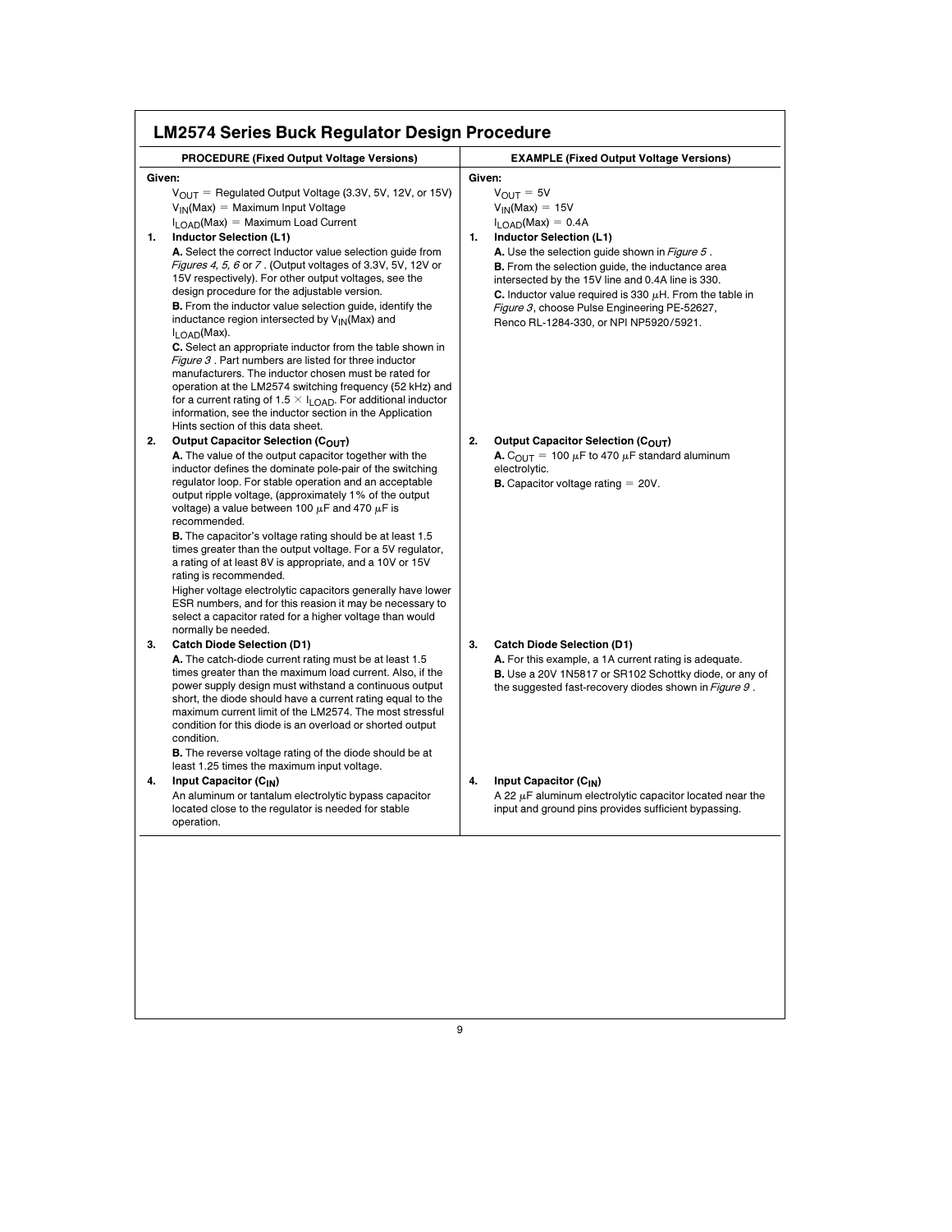## LM2574 Series Buck Regulator Design Procedure

| PROCEDURE (Fixed Output Voltage Versions) | EXAMPLE (Fixed Output Voltage Versions) |
|---|---|
| **Given:**<br>$V_{OUT}$ = Regulated Output Voltage (3.3V, 5V, 12V, or 15V)<br>$V_{IN}$(Max) = Maximum Input Voltage<br>$I_{LOAD}$(Max) = Maximum Load Current | **Given:**<br>$V_{OUT}$ = 5V<br>$V_{IN}$(Max) = 15V<br>$I_{LOAD}$(Max) = 0.4A |
| **1. Inductor Selection (L1)**<br>**A.** Select the correct Inductor value selection guide from *Figures 4, 5, 6* or *7* . (Output voltages of 3.3V, 5V, 12V or 15V respectively). For other output voltages, see the design procedure for the adjustable version.<br>**B.** From the inductor value selection guide, identify the inductance region intersected by $V_{IN}$(Max) and $I_{LOAD}$(Max).<br>**C.** Select an appropriate inductor from the table shown in *Figure 3* . Part numbers are listed for three inductor manufacturers. The inductor chosen must be rated for operation at the LM2574 switching frequency (52 kHz) and for a current rating of 1.5 × $I_{LOAD}$. For additional inductor information, see the inductor section in the Application Hints section of this data sheet. | **1. Inductor Selection (L1)**<br>**A.** Use the selection guide shown in *Figure 5* .<br>**B.** From the selection guide, the inductance area intersected by the 15V line and 0.4A line is 330.<br>**C.** Inductor value required is 330 µH. From the table in *Figure 3*, choose Pulse Engineering PE-52627, Renco RL-1284-330, or NPI NP5920/5921. |
| **2. Output Capacitor Selection ($C_{OUT}$)**<br>**A.** The value of the output capacitor together with the inductor defines the dominate pole-pair of the switching regulator loop. For stable operation and an acceptable output ripple voltage, (approximately 1% of the output voltage) a value between 100 µF and 470 µF is recommended.<br>**B.** The capacitor's voltage rating should be at least 1.5 times greater than the output voltage. For a 5V regulator, a rating of at least 8V is appropriate, and a 10V or 15V rating is recommended.<br>Higher voltage electrolytic capacitors generally have lower ESR numbers, and for this reasion it may be necessary to select a capacitor rated for a higher voltage than would normally be needed. | **2. Output Capacitor Selection ($C_{OUT}$)**<br>**A.** $C_{OUT}$ = 100 µF to 470 µF standard aluminum electrolytic.<br>**B.** Capacitor voltage rating = 20V. |
| **3. Catch Diode Selection (D1)**<br>**A.** The catch-diode current rating must be at least 1.5 times greater than the maximum load current. Also, if the power supply design must withstand a continuous output short, the diode should have a current rating equal to the maximum current limit of the LM2574. The most stressful condition for this diode is an overload or shorted output condition.<br>**B.** The reverse voltage rating of the diode should be at least 1.25 times the maximum input voltage. | **3. Catch Diode Selection (D1)**<br>**A.** For this example, a 1A current rating is adequate.<br>**B.** Use a 20V 1N5817 or SR102 Schottky diode, or any of the suggested fast-recovery diodes shown in *Figure 9* . |
| **4. Input Capacitor ($C_{IN}$)**<br>An aluminum or tantalum electrolytic bypass capacitor located close to the regulator is needed for stable operation. | **4. Input Capacitor ($C_{IN}$)**<br>A 22 µF aluminum electrolytic capacitor located near the input and ground pins provides sufficient bypassing. |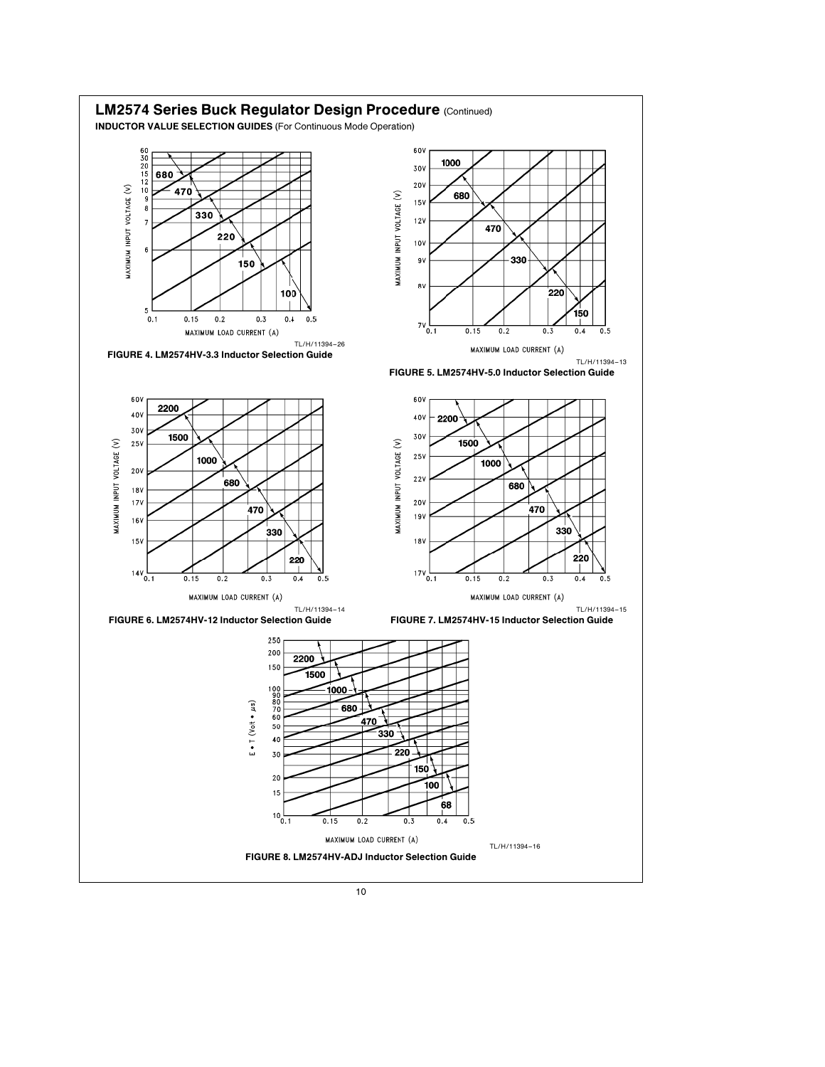## LM2574 Series Buck Regulator Design Procedure (Continued)

**INDUCTOR VALUE SELECTION GUIDES** (For Continuous Mode Operation)

TL/H/11394–26

**FIGURE 4. LM2574HV-3.3 Inductor Selection Guide**

TL/H/11394–13

**FIGURE 5. LM2574HV-5.0 Inductor Selection Guide**

TL/H/11394–14

**FIGURE 6. LM2574HV-12 Inductor Selection Guide**

TL/H/11394–15

**FIGURE 7. LM2574HV-15 Inductor Selection Guide**

TL/H/11394–16

**FIGURE 8. LM2574HV-ADJ Inductor Selection Guide**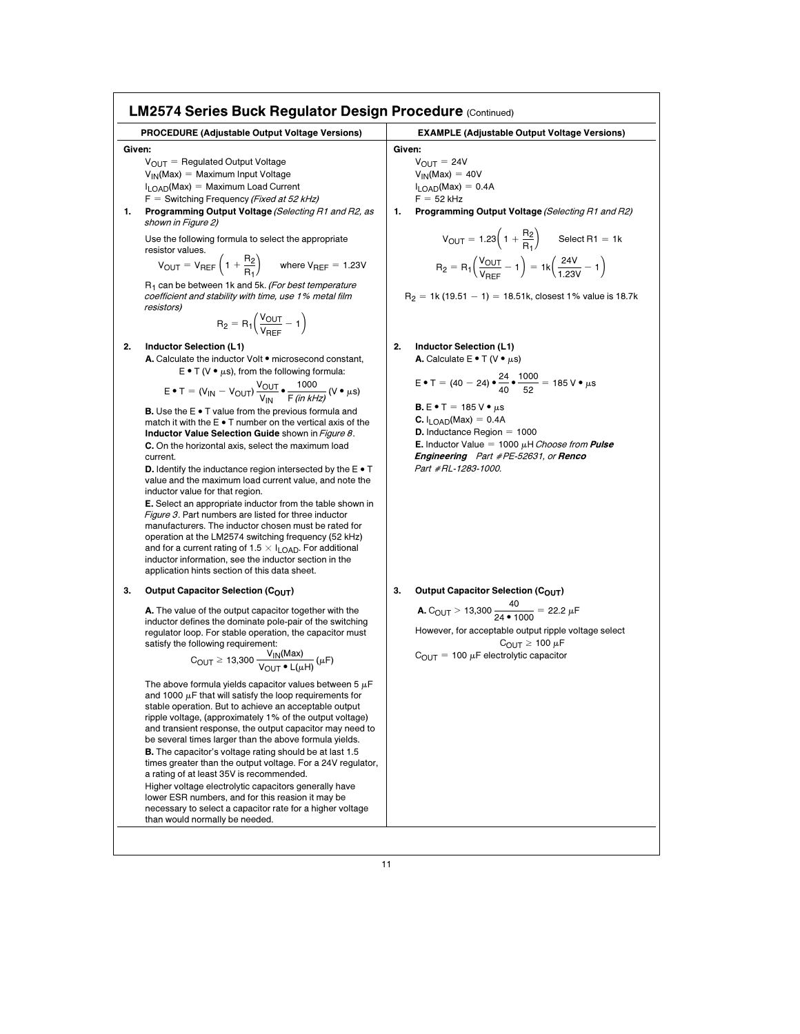## LM2574 Series Buck Regulator Design Procedure (Continued)

### PROCEDURE (Adjustable Output Voltage Versions)

**Given:**

$V_{OUT}$ = Regulated Output Voltage
$V_{IN}(Max)$ = Maximum Input Voltage
$I_{LOAD}(Max)$ = Maximum Load Current
F = Switching Frequency *(Fixed at 52 kHz)*

**1. Programming Output Voltage** *(Selecting R1 and R2, as shown in Figure 2)*

Use the following formula to select the appropriate resistor values.

$$V_{OUT} = V_{REF}\left(1 + \frac{R_2}{R_1}\right) \quad \text{where } V_{REF} = 1.23V$$

$R_1$ can be between 1k and 5k. *(For best temperature coefficient and stability with time, use 1% metal film resistors)*

$$R_2 = R_1\left(\frac{V_{OUT}}{V_{REF}} - 1\right)$$

**2. Inductor Selection (L1)**

**A.** Calculate the inductor Volt • microsecond constant, E • T (V • µs), from the following formula:

$$E \bullet T = (V_{IN} - V_{OUT})\frac{V_{OUT}}{V_{IN}} \bullet \frac{1000}{F \text{ (in kHz)}} \text{ (V} \bullet \mu\text{s)}$$

**B.** Use the E • T value from the previous formula and match it with the E • T number on the vertical axis of the **Inductor Value Selection Guide** shown in *Figure 8*.

**C.** On the horizontal axis, select the maximum load current.

**D.** Identify the inductance region intersected by the E • T value and the maximum load current value, and note the inductor value for that region.

**E.** Select an appropriate inductor from the table shown in *Figure 3*. Part numbers are listed for three inductor manufacturers. The inductor chosen must be rated for operation at the LM2574 switching frequency (52 kHz) and for a current rating of 1.5 × $I_{LOAD}$. For additional inductor information, see the inductor section in the application hints section of this data sheet.

**3. Output Capacitor Selection ($C_{OUT}$)**

**A.** The value of the output capacitor together with the inductor defines the dominate pole-pair of the switching regulator loop. For stable operation, the capacitor must satisfy the following requirement:

$$C_{OUT} \geq 13{,}300\frac{V_{IN}(Max)}{V_{OUT} \bullet L(\mu H)} \ (\mu F)$$

The above formula yields capacitor values between 5 µF and 1000 µF that will satisfy the loop requirements for stable operation. But to achieve an acceptable output ripple voltage, (approximately 1% of the output voltage) and transient response, the output capacitor may need to be several times larger than the above formula yields.

**B.** The capacitor's voltage rating should be at last 1.5 times greater than the output voltage. For a 24V regulator, a rating of at least 35V is recommended.

Higher voltage electrolytic capacitors generally have lower ESR numbers, and for this reasion it may be necessary to select a capacitor rate for a higher voltage than would normally be needed.

### EXAMPLE (Adjustable Output Voltage Versions)

**Given:**

$V_{OUT}$ = 24V
$V_{IN}(Max)$ = 40V
$I_{LOAD}(Max)$ = 0.4A
F = 52 kHz

**1. Programming Output Voltage** *(Selecting R1 and R2)*

$$V_{OUT} = 1.23\left(1 + \frac{R_2}{R_1}\right) \qquad \text{Select R1} = 1\text{k}$$

$$R_2 = R_1\left(\frac{V_{OUT}}{V_{REF}} - 1\right) = 1\text{k}\left(\frac{24V}{1.23V} - 1\right)$$

$R_2$ = 1k (19.51 − 1) = 18.51k, closest 1% value is 18.7k

**2. Inductor Selection (L1)**

**A.** Calculate E • T (V • µs)

$$E \bullet T = (40 - 24) \bullet \frac{24}{40} \bullet \frac{1000}{52} = 185 \text{ V} \bullet \mu\text{s}$$

**B.** E • T = 185 V • µs

**C.** $I_{LOAD}(Max)$ = 0.4A

**D.** Inductance Region = 1000

**E.** Inductor Value = 1000 µH *Choose from* ***Pulse Engineering*** *Part #PE-52631, or* ***Renco*** *Part #RL-1283-1000.*

**3. Output Capacitor Selection ($C_{OUT}$)**

**A.** $C_{OUT} > 13{,}300\dfrac{40}{24 \bullet 1000} = 22.2\ \mu F$

However, for acceptable output ripple voltage select

$C_{OUT} \geq 100\ \mu F$

$C_{OUT}$ = 100 µF electrolytic capacitor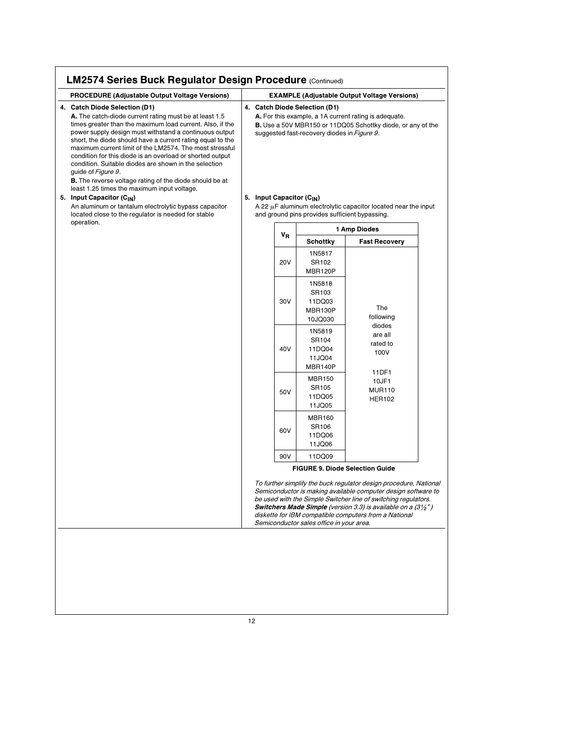## LM2574 Series Buck Regulator Design Procedure (Continued)

### PROCEDURE (Adjustable Output Voltage Versions)

**4. Catch Diode Selection (D1)**

**A.** The catch-diode current rating must be at least 1.5 times greater than the maximum load current. Also, if the power supply design must withstand a continuous output short, the diode should have a current rating equal to the maximum current limit of the LM2574. The most stressful condition for this diode is an overload or shorted output condition. Suitable diodes are shown in the selection guide of *Figure 9*.

**B.** The reverse voltage rating of the diode should be at least 1.25 times the maximum input voltage.

**5. Input Capacitor ($C_{IN}$)**

An aluminum or tantalum electrolytic bypass capacitor located close to the regulator is needed for stable operation.

### EXAMPLE (Adjustable Output Voltage Versions)

**4. Catch Diode Selection (D1)**

**A.** For this example, a 1A current rating is adequate.

**B.** Use a 50V MBR150 or 11DQ05 Schottky diode, or any of the suggested fast-recovery diodes in *Figure 9*.

**5. Input Capacitor ($C_{IN}$)**

A 22 µF aluminum electrolytic capacitor located near the input and ground pins provides sufficient bypassing.

| $V_R$ | 1 Amp Diodes | |
|---|---|---|
| | **Schottky** | **Fast Recovery** |
| 20V | 1N5817<br>SR102<br>MBR120P | The following diodes are all rated to 100V<br><br>11DF1<br>10JF1<br>MUR110<br>HER102 |
| 30V | 1N5818<br>SR103<br>11DQ03<br>MBR130P<br>10JQ030 | |
| 40V | 1N5819<br>SR104<br>11DQ04<br>11JQ04<br>MBR140P | |
| 50V | MBR150<br>SR105<br>11DQ05<br>11JQ05 | |
| 60V | MBR160<br>SR106<br>11DQ06<br>11JQ06 | |
| 90V | 11DQ09 | |

**FIGURE 9. Diode Selection Guide**

*To further simplify the buck regulator design procedure, National Semiconductor is making available computer design software to be used with the Simple Switcher line of switching regulators.* ***Switchers Made Simple*** *(version 3.3) is available on a (3½″) diskette for IBM compatible computers from a National Semiconductor sales office in your area.*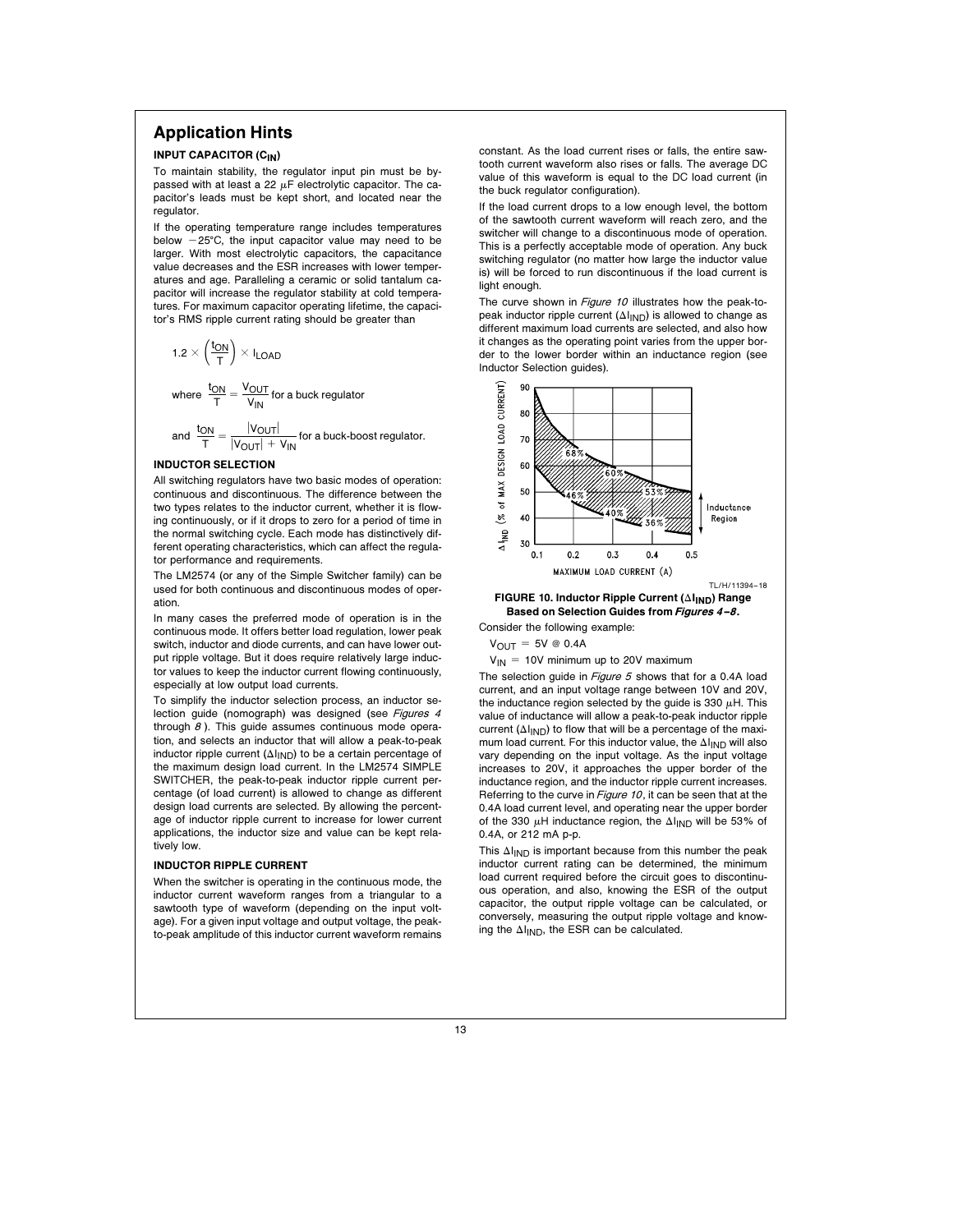## Application Hints

### INPUT CAPACITOR ($C_{IN}$)

To maintain stability, the regulator input pin must be bypassed with at least a 22 μF electrolytic capacitor. The capacitor's leads must be kept short, and located near the regulator.

If the operating temperature range includes temperatures below −25°C, the input capacitor value may need to be larger. With most electrolytic capacitors, the capacitance value decreases and the ESR increases with lower temperatures and age. Paralleling a ceramic or solid tantalum capacitor will increase the regulator stability at cold temperatures. For maximum capacitor operating lifetime, the capacitor's RMS ripple current rating should be greater than

$$1.2 \times \left(\frac{t_{ON}}{T}\right) \times I_{LOAD}$$

where $\frac{t_{ON}}{T} = \frac{V_{OUT}}{V_{IN}}$ for a buck regulator

and $\frac{t_{ON}}{T} = \frac{|V_{OUT}|}{|V_{OUT}| + V_{IN}}$ for a buck-boost regulator.

### INDUCTOR SELECTION

All switching regulators have two basic modes of operation: continuous and discontinuous. The difference between the two types relates to the inductor current, whether it is flowing continuously, or if it drops to zero for a period of time in the normal switching cycle. Each mode has distinctively different operating characteristics, which can affect the regulator performance and requirements.

The LM2574 (or any of the Simple Switcher family) can be used for both continuous and discontinuous modes of operation.

In many cases the preferred mode of operation is in the continuous mode. It offers better load regulation, lower peak switch, inductor and diode currents, and can have lower output ripple voltage. But it does require relatively large inductor values to keep the inductor current flowing continuously, especially at low output load currents.

To simplify the inductor selection process, an inductor selection guide (nomograph) was designed (see *Figures 4* through *8* ). This guide assumes continuous mode operation, and selects an inductor that will allow a peak-to-peak inductor ripple current ($\Delta I_{IND}$) to be a certain percentage of the maximum design load current. In the LM2574 SIMPLE SWITCHER, the peak-to-peak inductor ripple current percentage (of load current) is allowed to change as different design load currents are selected. By allowing the percentage of inductor ripple current to increase for lower current applications, the inductor size and value can be kept relatively low.

### INDUCTOR RIPPLE CURRENT

When the switcher is operating in the continuous mode, the inductor current waveform ranges from a triangular to a sawtooth type of waveform (depending on the input voltage). For a given input voltage and output voltage, the peak-to-peak amplitude of this inductor current waveform remains constant. As the load current rises or falls, the entire sawtooth current waveform also rises or falls. The average DC value of this waveform is equal to the DC load current (in the buck regulator configuration).

If the load current drops to a low enough level, the bottom of the sawtooth current waveform will reach zero, and the switcher will change to a discontinuous mode of operation. This is a perfectly acceptable mode of operation. Any buck switching regulator (no matter how large the inductor value is) will be forced to run discontinuous if the load current is light enough.

The curve shown in *Figure 10* illustrates how the peak-to-peak inductor ripple current ($\Delta I_{IND}$) is allowed to change as different maximum load currents are selected, and also how it changes as the operating point varies from the upper border to the lower border within an inductance region (see Inductor Selection guides).

TL/H/11394–18

**FIGURE 10. Inductor Ripple Current ($\Delta I_{IND}$) Range Based on Selection Guides from *Figures 4–8*.**

Consider the following example:

$V_{OUT}$ = 5V @ 0.4A

$V_{IN}$ = 10V minimum up to 20V maximum

The selection guide in *Figure 5* shows that for a 0.4A load current, and an input voltage range between 10V and 20V, the inductance region selected by the guide is 330 μH. This value of inductance will allow a peak-to-peak inductor ripple current ($\Delta I_{IND}$) to flow that will be a percentage of the maximum load current. For this inductor value, the $\Delta I_{IND}$ will also vary depending on the input voltage. As the input voltage increases to 20V, it approaches the upper border of the inductance region, and the inductor ripple current increases. Referring to the curve in *Figure 10*, it can be seen that at the 0.4A load current level, and operating near the upper border of the 330 μH inductance region, the $\Delta I_{IND}$ will be 53% of 0.4A, or 212 mA p-p.

This $\Delta I_{IND}$ is important because from this number the peak inductor current rating can be determined, the minimum load current required before the circuit goes to discontinuous operation, and also, knowing the ESR of the output capacitor, the output ripple voltage can be calculated, or conversely, measuring the output ripple voltage and knowing the $\Delta I_{IND}$, the ESR can be calculated.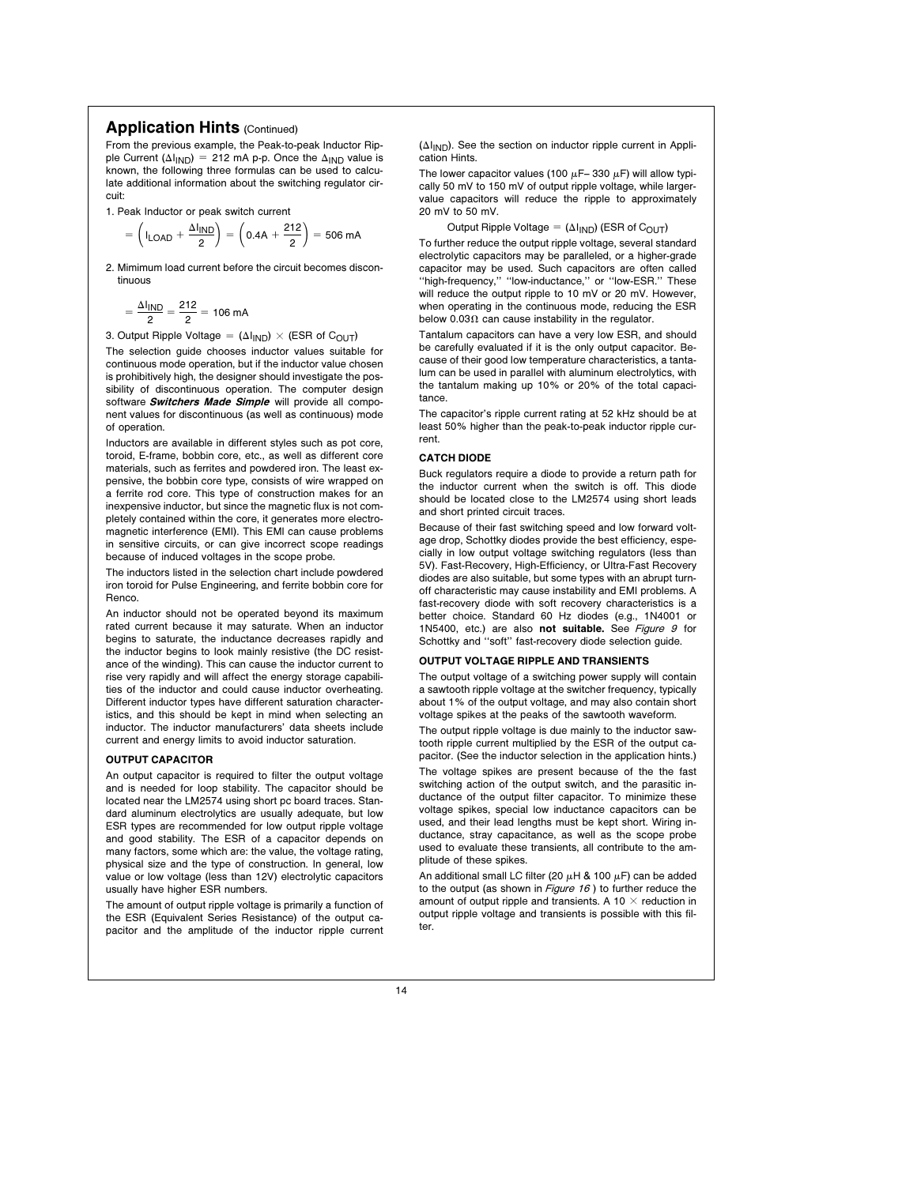## Application Hints (Continued)

From the previous example, the Peak-to-peak Inductor Ripple Current ($\Delta I_{IND}$) = 212 mA p-p. Once the $\Delta_{IND}$ value is known, the following three formulas can be used to calculate additional information about the switching regulator circuit:

1. Peak Inductor or peak switch current

$$= \left( I_{LOAD} + \frac{\Delta I_{IND}}{2} \right) = \left( 0.4A + \frac{212}{2} \right) = 506 \text{ mA}$$

2. Mimimum load current before the circuit becomes discontinuous

$$= \frac{\Delta I_{IND}}{2} = \frac{212}{2} = 106 \text{ mA}$$

3. Output Ripple Voltage = ($\Delta I_{IND}$) × (ESR of $C_{OUT}$)

The selection guide chooses inductor values suitable for continuous mode operation, but if the inductor value chosen is prohibitively high, the designer should investigate the possibility of discontinuous operation. The computer design software ***Switchers Made Simple*** will provide all component values for discontinuous (as well as continuous) mode of operation.

Inductors are available in different styles such as pot core, toroid, E-frame, bobbin core, etc., as well as different core materials, such as ferrites and powdered iron. The least expensive, the bobbin core type, consists of wire wrapped on a ferrite rod core. This type of construction makes for an inexpensive inductor, but since the magnetic flux is not completely contained within the core, it generates more electromagnetic interference (EMI). This EMI can cause problems in sensitive circuits, or can give incorrect scope readings because of induced voltages in the scope probe.

The inductors listed in the selection chart include powdered iron toroid for Pulse Engineering, and ferrite bobbin core for Renco.

An inductor should not be operated beyond its maximum rated current because it may saturate. When an inductor begins to saturate, the inductance decreases rapidly and the inductor begins to look mainly resistive (the DC resistance of the winding). This can cause the inductor current to rise very rapidly and will affect the energy storage capabilities of the inductor and could cause inductor overheating. Different inductor types have different saturation characteristics, and this should be kept in mind when selecting an inductor. The inductor manufacturers' data sheets include current and energy limits to avoid inductor saturation.

### OUTPUT CAPACITOR

An output capacitor is required to filter the output voltage and is needed for loop stability. The capacitor should be located near the LM2574 using short pc board traces. Standard aluminum electrolytics are usually adequate, but low ESR types are recommended for low output ripple voltage and good stability. The ESR of a capacitor depends on many factors, some which are: the value, the voltage rating, physical size and the type of construction. In general, low value or low voltage (less than 12V) electrolytic capacitors usually have higher ESR numbers.

The amount of output ripple voltage is primarily a function of the ESR (Equivalent Series Resistance) of the output capacitor and the amplitude of the inductor ripple current ($\Delta I_{IND}$). See the section on inductor ripple current in Application Hints.

The lower capacitor values (100 µF– 330 µF) will allow typically 50 mV to 150 mV of output ripple voltage, while larger-value capacitors will reduce the ripple to approximately 20 mV to 50 mV.

Output Ripple Voltage = ($\Delta I_{IND}$) (ESR of $C_{OUT}$)

To further reduce the output ripple voltage, several standard electrolytic capacitors may be paralleled, or a higher-grade capacitor may be used. Such capacitors are often called "high-frequency," "low-inductance," or "low-ESR." These will reduce the output ripple to 10 mV or 20 mV. However, when operating in the continuous mode, reducing the ESR below 0.03Ω can cause instability in the regulator.

Tantalum capacitors can have a very low ESR, and should be carefully evaluated if it is the only output capacitor. Because of their good low temperature characteristics, a tantalum can be used in parallel with aluminum electrolytics, with the tantalum making up 10% or 20% of the total capacitance.

The capacitor's ripple current rating at 52 kHz should be at least 50% higher than the peak-to-peak inductor ripple current.

### CATCH DIODE

Buck regulators require a diode to provide a return path for the inductor current when the switch is off. This diode should be located close to the LM2574 using short leads and short printed circuit traces.

Because of their fast switching speed and low forward voltage drop, Schottky diodes provide the best efficiency, especially in low output voltage switching regulators (less than 5V). Fast-Recovery, High-Efficiency, or Ultra-Fast Recovery diodes are also suitable, but some types with an abrupt turn-off characteristic may cause instability and EMI problems. A fast-recovery diode with soft recovery characteristics is a better choice. Standard 60 Hz diodes (e.g., 1N4001 or 1N5400, etc.) are also **not suitable.** See *Figure 9* for Schottky and "soft" fast-recovery diode selection guide.

### OUTPUT VOLTAGE RIPPLE AND TRANSIENTS

The output voltage of a switching power supply will contain a sawtooth ripple voltage at the switcher frequency, typically about 1% of the output voltage, and may also contain short voltage spikes at the peaks of the sawtooth waveform.

The output ripple voltage is due mainly to the inductor sawtooth ripple current multiplied by the ESR of the output capacitor. (See the inductor selection in the application hints.)

The voltage spikes are present because of the the fast switching action of the output switch, and the parasitic inductance of the output filter capacitor. To minimize these voltage spikes, special low inductance capacitors can be used, and their lead lengths must be kept short. Wiring inductance, stray capacitance, as well as the scope probe used to evaluate these transients, all contribute to the amplitude of these spikes.

An additional small LC filter (20 µH & 100 µF) can be added to the output (as shown in *Figure 16*) to further reduce the amount of output ripple and transients. A 10 × reduction in output ripple voltage and transients is possible with this filter.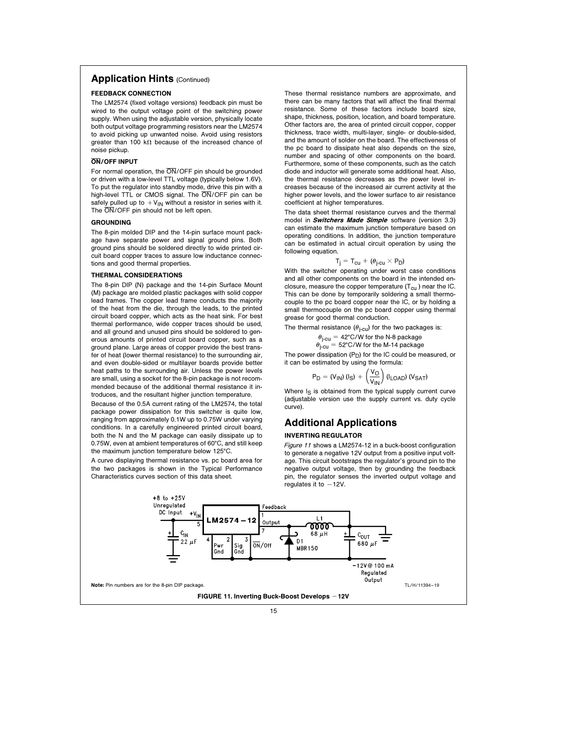## Application Hints (Continued)

### FEEDBACK CONNECTION

The LM2574 (fixed voltage versions) feedback pin must be wired to the output voltage point of the switching power supply. When using the adjustable version, physically locate both output voltage programming resistors near the LM2574 to avoid picking up unwanted noise. Avoid using resistors greater than 100 kΩ because of the increased chance of noise pickup.

### ON/OFF INPUT

For normal operation, the ON/OFF pin should be grounded or driven with a low-level TTL voltage (typically below 1.6V). To put the regulator into standby mode, drive this pin with a high-level TTL or CMOS signal. The ON/OFF pin can be safely pulled up to $+V_{IN}$ without a resistor in series with it. The ON/OFF pin should not be left open.

### GROUNDING

The 8-pin molded DIP and the 14-pin surface mount package have separate power and signal ground pins. Both ground pins should be soldered directly to wide printed circuit board copper traces to assure low inductance connections and good thermal properties.

### THERMAL CONSIDERATIONS

The 8-pin DIP (N) package and the 14-pin Surface Mount (M) package are molded plastic packages with solid copper lead frames. The copper lead frame conducts the majority of the heat from the die, through the leads, to the printed circuit board copper, which acts as the heat sink. For best thermal performance, wide copper traces should be used, and all ground and unused pins should be soldered to generous amounts of printed circuit board copper, such as a ground plane. Large areas of copper provide the best transfer of heat (lower thermal resistance) to the surrounding air, and even double-sided or multilayer boards provide better heat paths to the surrounding air. Unless the power levels are small, using a socket for the 8-pin package is not recommended because of the additional thermal resistance it introduces, and the resultant higher junction temperature.

Because of the 0.5A current rating of the LM2574, the total package power dissipation for this switcher is quite low, ranging from approximately 0.1W up to 0.75W under varying conditions. In a carefully engineered printed circuit board, both the N and the M package can easily dissipate up to 0.75W, even at ambient temperatures of 60°C, and still keep the maximum junction temperature below 125°C.

A curve displaying thermal resistance vs. pc board area for the two packages is shown in the Typical Performance Characteristics curves section of this data sheet.

These thermal resistance numbers are approximate, and there can be many factors that will affect the final thermal resistance. Some of these factors include board size, shape, thickness, position, location, and board temperature. Other factors are, the area of printed circuit copper, copper thickness, trace width, multi-layer, single- or double-sided, and the amount of solder on the board. The effectiveness of the pc board to dissipate heat also depends on the size, number and spacing of other components on the board. Furthermore, some of these components, such as the catch diode and inductor will generate some additional heat. Also, the thermal resistance decreases as the power level increases because of the increased air current activity at the higher power levels, and the lower surface to air resistance coefficient at higher temperatures.

The data sheet thermal resistance curves and the thermal model in ***Switchers Made Simple*** software (version 3.3) can estimate the maximum junction temperature based on operating conditions. In addition, the junction temperature can be estimated in actual circuit operation by using the following equation.

$$T_j = T_{cu} + (\theta_{j\text{-}cu} \times P_D)$$

With the switcher operating under worst case conditions and all other components on the board in the intended enclosure, measure the copper temperature ($T_{cu}$) near the IC. This can be done by temporarily soldering a small thermocouple to the pc board copper near the IC, or by holding a small thermocouple on the pc board copper using thermal grease for good thermal conduction.

The thermal resistance ($\theta_{j\text{-}cu}$) for the two packages is:

$\theta_{j\text{-}cu}$ = 42°C/W for the N-8 package
$\theta_{j\text{-}cu}$ = 52°C/W for the M-14 package

The power dissipation ($P_D$) for the IC could be measured, or it can be estimated by using the formula:

$$P_D = (V_{IN})(I_S) + \left(\frac{V_O}{V_{IN}}\right)(I_{LOAD})(V_{SAT})$$

Where $I_S$ is obtained from the typical supply current curve (adjustable version use the supply current vs. duty cycle curve).

## Additional Applications

### INVERTING REGULATOR

*Figure 11* shows a LM2574-12 in a buck-boost configuration to generate a negative 12V output from a positive input voltage. This circuit bootstraps the regulator's ground pin to the negative output voltage, then by grounding the feedback pin, the regulator senses the inverted output voltage and regulates it to −12V.

**Note:** Pin numbers are for the 8-pin DIP package.

TL/H/11394–19

**FIGURE 11. Inverting Buck-Boost Develops −12V**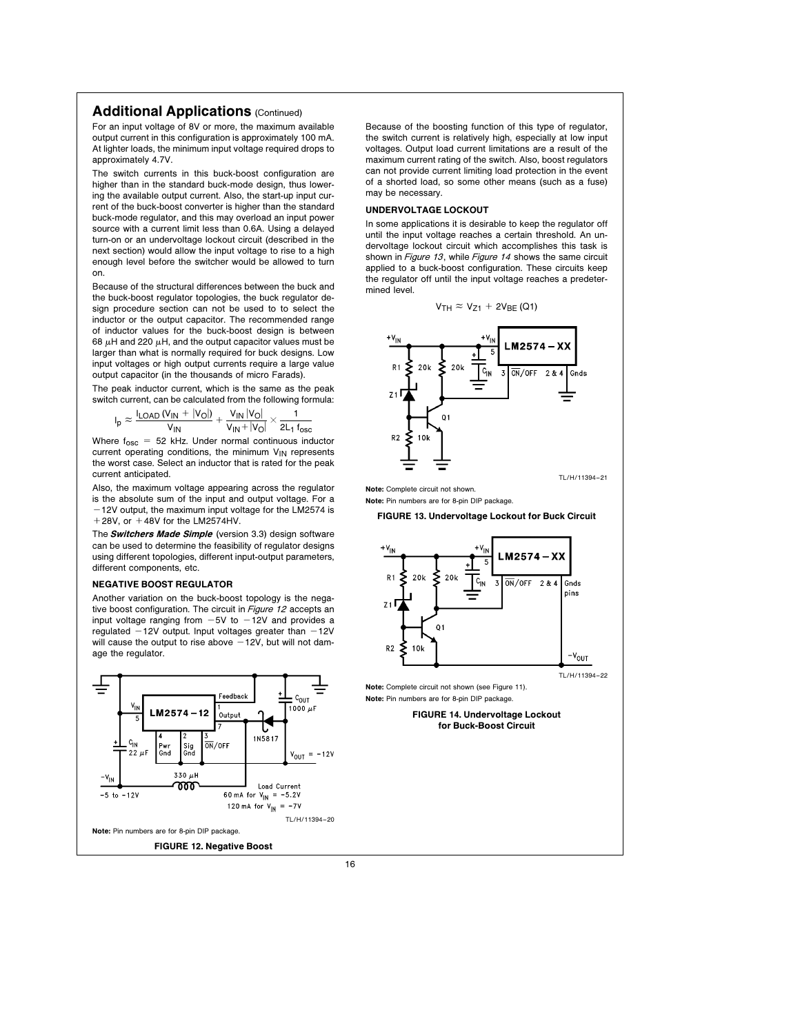## Additional Applications (Continued)

For an input voltage of 8V or more, the maximum available output current in this configuration is approximately 100 mA. At lighter loads, the minimum input voltage required drops to approximately 4.7V.

The switch currents in this buck-boost configuration are higher than in the standard buck-mode design, thus lowering the available output current. Also, the start-up input current of the buck-boost converter is higher than the standard buck-mode regulator, and this may overload an input power source with a current limit less than 0.6A. Using a delayed turn-on or an undervoltage lockout circuit (described in the next section) would allow the input voltage to rise to a high enough level before the switcher would be allowed to turn on.

Because of the structural differences between the buck and the buck-boost regulator topologies, the buck regulator design procedure section can not be used to to select the inductor or the output capacitor. The recommended range of inductor values for the buck-boost design is between 68 μH and 220 μH, and the output capacitor values must be larger than what is normally required for buck designs. Low input voltages or high output currents require a large value output capacitor (in the thousands of micro Farads).

The peak inductor current, which is the same as the peak switch current, can be calculated from the following formula:

$$I_p \approx \frac{I_{LOAD}(V_{IN} + |V_O|)}{V_{IN}} + \frac{V_{IN}|V_O|}{V_{IN} + |V_O|} \times \frac{1}{2L_1 f_{osc}}$$

Where $f_{osc}$ = 52 kHz. Under normal continuous inductor current operating conditions, the minimum $V_{IN}$ represents the worst case. Select an inductor that is rated for the peak current anticipated.

Also, the maximum voltage appearing across the regulator is the absolute sum of the input and output voltage. For a −12V output, the maximum input voltage for the LM2574 is +28V, or +48V for the LM2574HV.

The ***Switchers Made Simple*** (version 3.3) design software can be used to determine the feasibility of regulator designs using different topologies, different input-output parameters, different components, etc.

### NEGATIVE BOOST REGULATOR

Another variation on the buck-boost topology is the negative boost configuration. The circuit in *Figure 12* accepts an input voltage ranging from −5V to −12V and provides a regulated −12V output. Input voltages greater than −12V will cause the output to rise above −12V, but will not damage the regulator.

TL/H/11394–20

**Note:** Pin numbers are for 8-pin DIP package.

**FIGURE 12. Negative Boost**

Because of the boosting function of this type of regulator, the switch current is relatively high, especially at low input voltages. Output load current limitations are a result of the maximum current rating of the switch. Also, boost regulators can not provide current limiting load protection in the event of a shorted load, so some other means (such as a fuse) may be necessary.

### UNDERVOLTAGE LOCKOUT

In some applications it is desirable to keep the regulator off until the input voltage reaches a certain threshold. An undervoltage lockout circuit which accomplishes this task is shown in *Figure 13*, while *Figure 14* shows the same circuit applied to a buck-boost configuration. These circuits keep the regulator off until the input voltage reaches a predetermined level.

$$V_{TH} \approx V_{Z1} + 2V_{BE}\,(Q1)$$

TL/H/11394–21

**Note:** Complete circuit not shown.

**Note:** Pin numbers are for 8-pin DIP package.

**FIGURE 13. Undervoltage Lockout for Buck Circuit**

TL/H/11394–22

**Note:** Complete circuit not shown (see Figure 11).

**Note:** Pin numbers are for 8-pin DIP package.

**FIGURE 14. Undervoltage Lockout for Buck-Boost Circuit**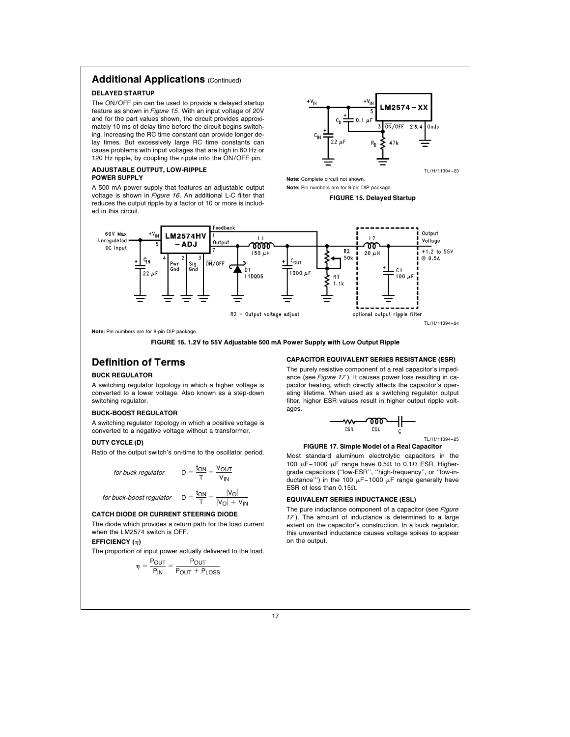## Additional Applications (Continued)

### DELAYED STARTUP

The $\overline{ON}$/OFF pin can be used to provide a delayed startup feature as shown in *Figure 15*. With an input voltage of 20V and for the part values shown, the circuit provides approximately 10 ms of delay time before the circuit begins switching. Increasing the RC time constant can provide longer delay times. But excessively large RC time constants can cause problems with input voltages that are high in 60 Hz or 120 Hz ripple, by coupling the ripple into the $\overline{ON}$/OFF pin.

### ADJUSTABLE OUTPUT, LOW-RIPPLE POWER SUPPLY

A 500 mA power supply that features an adjustable output voltage is shown in *Figure 16*. An additional L-C filter that reduces the output ripple by a factor of 10 or more is included in this circuit.

TL/H/11394–23

**Note:** Complete circuit not shown.

**Note:** Pin numbers are for 8-pin DIP package.

**FIGURE 15. Delayed Startup**

TL/H/11394–24

**Note:** Pin numbers are for 8-pin DIP package.

**FIGURE 16. 1.2V to 55V Adjustable 500 mA Power Supply with Low Output Ripple**

## Definition of Terms

### BUCK REGULATOR

A switching regulator topology in which a higher voltage is converted to a lower voltage. Also known as a step-down switching regulator.

### BUCK-BOOST REGULATOR

A switching regulator topology in which a positive voltage is converted to a negative voltage without a transformer.

### DUTY CYCLE (D)

Ratio of the output switch's on-time to the oscillator period.

*for buck regulator* $$D = \frac{t_{ON}}{T} = \frac{V_{OUT}}{V_{IN}}$$

*for buck-boost regulator* $$D = \frac{t_{ON}}{T} = \frac{|V_O|}{|V_O| + V_{IN}}$$

### CATCH DIODE OR CURRENT STEERING DIODE

The diode which provides a return path for the load current when the LM2574 switch is OFF.

### EFFICIENCY ($\eta$)

The proportion of input power actually delivered to the load.

$$\eta = \frac{P_{OUT}}{P_{IN}} = \frac{P_{OUT}}{P_{OUT} + P_{LOSS}}$$

### CAPACITOR EQUIVALENT SERIES RESISTANCE (ESR)

The purely resistive component of a real capacitor's impedance (see *Figure 17*). It causes power loss resulting in capacitor heating, which directly affects the capacitor's operating lifetime. When used as a switching regulator output filter, higher ESR values result in higher output ripple voltages.

TL/H/11394–25

**FIGURE 17. Simple Model of a Real Capacitor**

Most standard aluminum electrolytic capacitors in the 100 µF–1000 µF range have 0.5Ω to 0.1Ω ESR. Higher-grade capacitors (''low-ESR'', ''high-frequency'', or ''low-inductance'') in the 100 µF–1000 µF range generally have ESR of less than 0.15Ω.

### EQUIVALENT SERIES INDUCTANCE (ESL)

The pure inductance component of a capacitor (see *Figure 17*). The amount of inductance is determined to a large extent on the capacitor's construction. In a buck regulator, this unwanted inductance causes voltage spikes to appear on the output.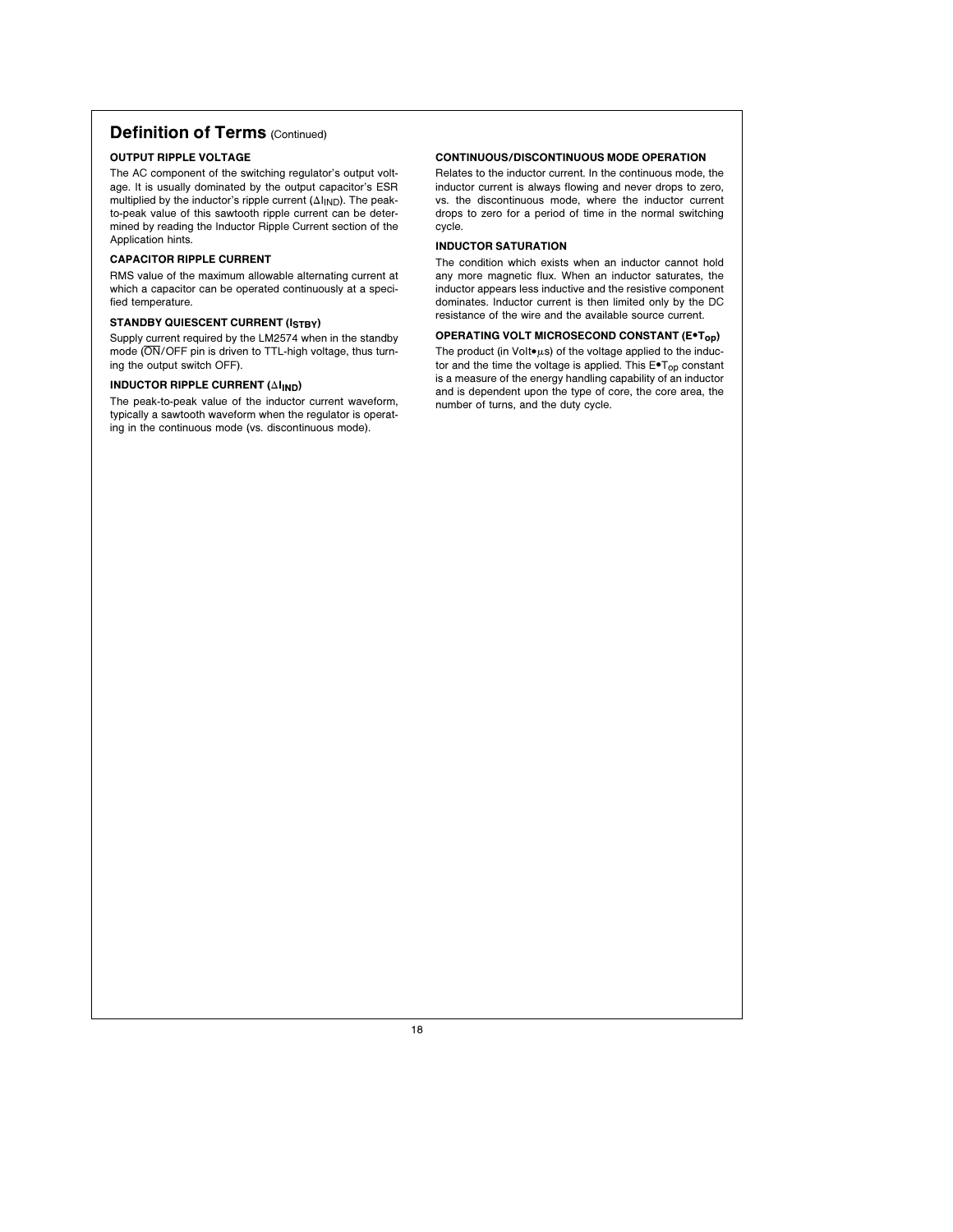## Definition of Terms (Continued)

### OUTPUT RIPPLE VOLTAGE

The AC component of the switching regulator's output voltage. It is usually dominated by the output capacitor's ESR multiplied by the inductor's ripple current ($\Delta I_{IND}$). The peak-to-peak value of this sawtooth ripple current can be determined by reading the Inductor Ripple Current section of the Application hints.

### CAPACITOR RIPPLE CURRENT

RMS value of the maximum allowable alternating current at which a capacitor can be operated continuously at a specified temperature.

### STANDBY QUIESCENT CURRENT ($I_{STBY}$)

Supply current required by the LM2574 when in the standby mode ($\overline{ON}$/OFF pin is driven to TTL-high voltage, thus turning the output switch OFF).

### INDUCTOR RIPPLE CURRENT ($\Delta I_{IND}$)

The peak-to-peak value of the inductor current waveform, typically a sawtooth waveform when the regulator is operating in the continuous mode (vs. discontinuous mode).

### CONTINUOUS/DISCONTINUOUS MODE OPERATION

Relates to the inductor current. In the continuous mode, the inductor current is always flowing and never drops to zero, vs. the discontinuous mode, where the inductor current drops to zero for a period of time in the normal switching cycle.

### INDUCTOR SATURATION

The condition which exists when an inductor cannot hold any more magnetic flux. When an inductor saturates, the inductor appears less inductive and the resistive component dominates. Inductor current is then limited only by the DC resistance of the wire and the available source current.

### OPERATING VOLT MICROSECOND CONSTANT ($E \bullet T_{op}$)

The product (in Volt•µs) of the voltage applied to the inductor and the time the voltage is applied. This $E \bullet T_{op}$ constant is a measure of the energy handling capability of an inductor and is dependent upon the type of core, the core area, the number of turns, and the duty cycle.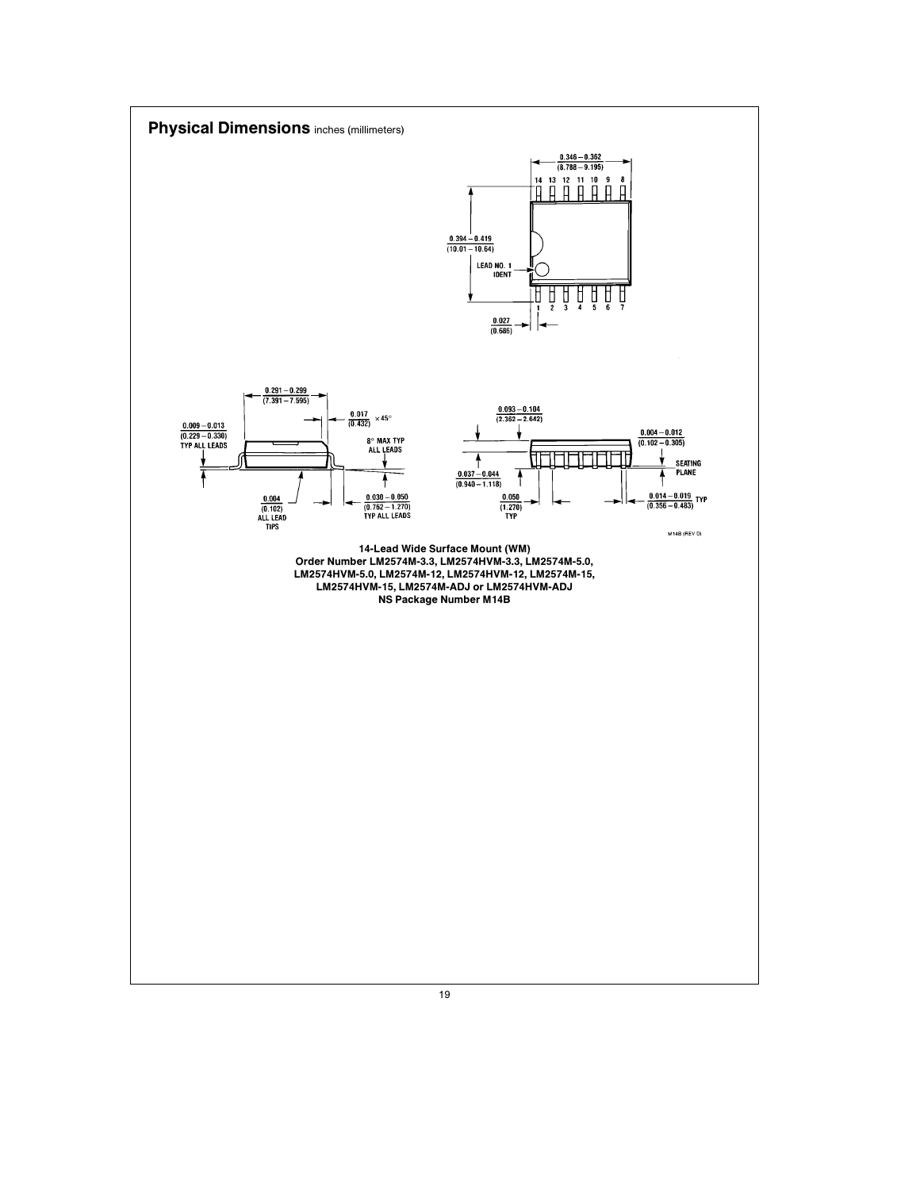## Physical Dimensions inches (millimeters)

0.346 – 0.362 (8.788 – 9.195)

14 13 12 11 10 9 8

0.394 – 0.419 (10.01 – 10.64)

LEAD NO. 1 IDENT

1 2 3 4 5 6 7

0.027 (0.686)

0.291 – 0.299 (7.391 – 7.595)

0.017 (0.432) × 45°

0.009 – 0.013 (0.229 – 0.330) TYP ALL LEADS

8° MAX TYP ALL LEADS

0.004 (0.102) ALL LEAD TIPS

0.030 – 0.050 (0.762 – 1.270) TYP ALL LEADS

0.093 – 0.104 (2.362 – 2.642)

0.004 – 0.012 (0.102 – 0.305)

SEATING PLANE

0.037 – 0.044 (0.940 – 1.118)

0.050 (1.270) TYP

0.014 – 0.019 (0.356 – 0.483) TYP

M14B (REV D)

**14-Lead Wide Surface Mount (WM)**
**Order Number LM2574M-3.3, LM2574HVM-3.3, LM2574M-5.0, LM2574HVM-5.0, LM2574M-12, LM2574HVM-12, LM2574M-15, LM2574HVM-15, LM2574M-ADJ or LM2574HVM-ADJ**
**NS Package Number M14B**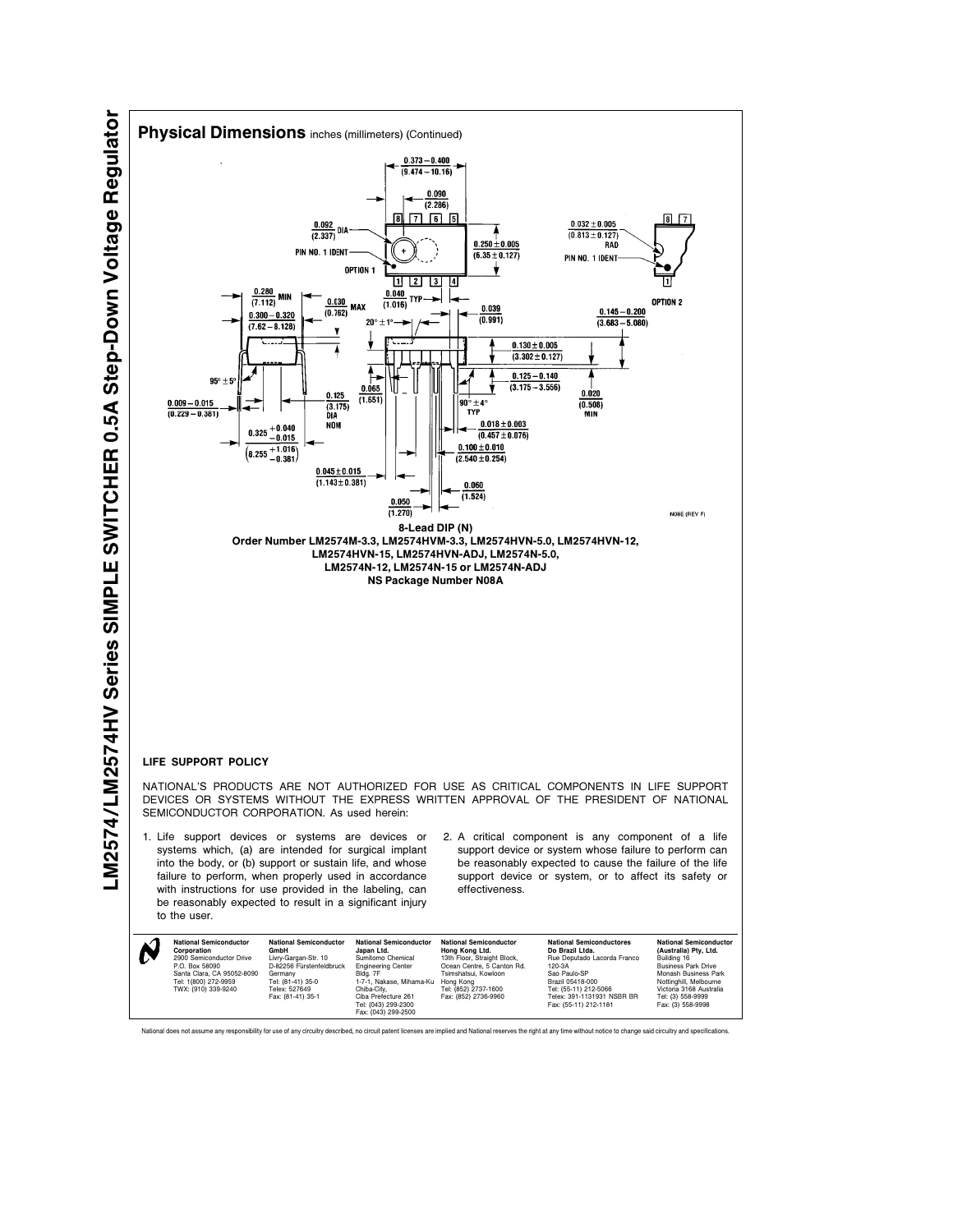## Physical Dimensions inches (millimeters) (Continued)

0.373 – 0.400
(9.474 – 10.16)

0.090
(2.286)

0.092
(2.337)
DIA

PIN NO. 1 IDENT

OPTION 1

0.250 ± 0.005
(6.35 ± 0.127)

0.032 ± 0.005
(0.813 ± 0.127)
RAD

PIN NO. 1 IDENT

OPTION 2

0.280 MIN
(7.112)

0.030 MAX
(0.762)

0.300 – 0.320
(7.62 – 8.128)

0.040 TYP
(1.016)

20° ± 1°

0.039
(0.991)

0.145 – 0.200
(3.683 – 5.080)

0.130 ± 0.005
(3.302 ± 0.127)

0.125 – 0.140
(3.175 – 3.556)

95° ± 5°

0.065
(1.651)

0.125
(3.175)
DIA
NOM

90° ± 4°
TYP

0.020
(0.508)
MIN

0.009 – 0.015
(0.229 – 0.381)

0.325 +0.040 −0.015
(8.255 +1.016 −0.381)

0.018 ± 0.003
(0.457 ± 0.076)

0.100 ± 0.010
(2.540 ± 0.254)

0.045 ± 0.015
(1.143 ± 0.381)

0.060
(1.524)

0.050
(1.270)

N08E (REV F)

**8-Lead DIP (N)**
**Order Number LM2574M-3.3, LM2574HVM-3.3, LM2574HVN-5.0, LM2574HVN-12, LM2574HVN-15, LM2574HVN-ADJ, LM2574N-5.0, LM2574N-12, LM2574N-15 or LM2574N-ADJ**
**NS Package Number N08A**

### LIFE SUPPORT POLICY

NATIONAL'S PRODUCTS ARE NOT AUTHORIZED FOR USE AS CRITICAL COMPONENTS IN LIFE SUPPORT DEVICES OR SYSTEMS WITHOUT THE EXPRESS WRITTEN APPROVAL OF THE PRESIDENT OF NATIONAL SEMICONDUCTOR CORPORATION. As used herein:

1. Life support devices or systems are devices or systems which, (a) are intended for surgical implant into the body, or (b) support or sustain life, and whose failure to perform, when properly used in accordance with instructions for use provided in the labeling, can be reasonably expected to result in a significant injury to the user.
2. A critical component is any component of a life support device or system whose failure to perform can be reasonably expected to cause the failure of the life support device or system, or to affect its safety or effectiveness.

**National Semiconductor Corporation**
2900 Semiconductor Drive
P.O. Box 58090
Santa Clara, CA 95052-8090
Tel: 1(800) 272-9959
TWX: (910) 339-9240

**National Semiconductor GmbH**
Livry-Gargan-Str. 10
D-82256 Fürstenfeldbruck
Germany
Tel: (81-41) 35-0
Telex: 527649
Fax: (81-41) 35-1

**National Semiconductor Japan Ltd.**
Sumitomo Chemical Engineering Center
Bldg. 7F
1-7-1, Nakase, Mihama-Ku
Chiba-City,
Ciba Prefecture 261
Tel: (043) 299-2300
Fax: (043) 299-2500

**National Semiconductor Hong Kong Ltd.**
13th Floor, Straight Block,
Ocean Centre, 5 Canton Rd.
Tsimshatsui, Kowloon
Hong Kong
Tel: (852) 2737-1600
Fax: (852) 2736-9960

**National Semiconductores Do Brazil Ltda.**
Rue Deputado Lacorda Franco
120-3A
Sao Paulo-SP
Brazil 05418-000
Tel: (55-11) 212-5066
Telex: 391-1131931 NSBR BR
Fax: (55-11) 212-1181

**National Semiconductor (Australia) Pty, Ltd.**
Building 16
Business Park Drive
Monash Business Park
Nottinghill, Melbourne
Victoria 3168 Australia
Tel: (3) 558-9999
Fax: (3) 558-9998

National does not assume any responsibility for use of any circuitry described, no circuit patent licenses are implied and National reserves the right at any time without notice to change said circuitry and specifications.